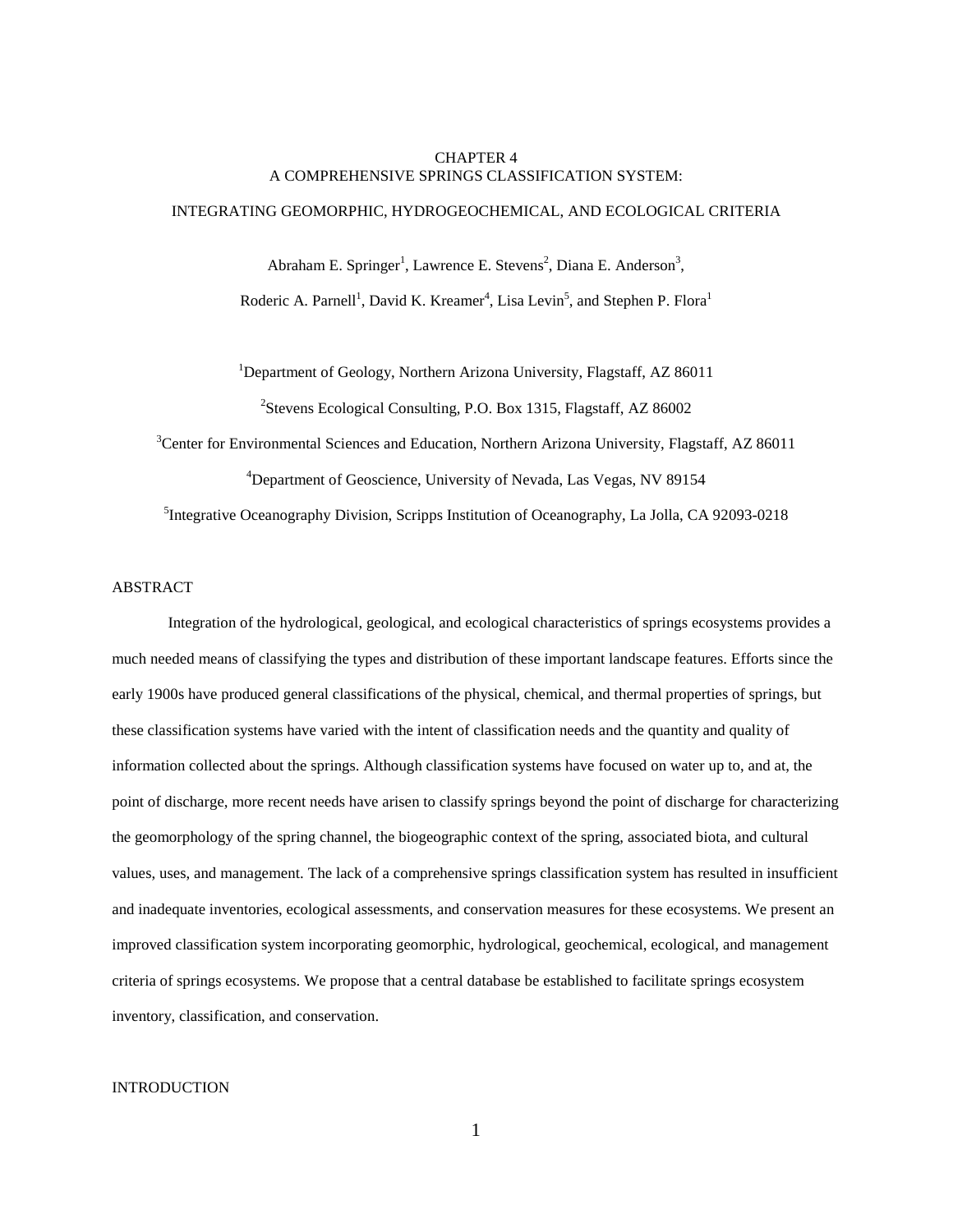# CHAPTER 4
# A COMPREHENSIVE SPRINGS CLASSIFICATION SYSTEM:
# INTEGRATING GEOMORPHIC, HYDROGEOCHEMICAL, AND ECOLOGICAL CRITERIA

Abraham E. Springer[1], Lawrence E. Stevens[2], Diana E. Anderson[3],

Roderic A. Parnell[1], David K. Kreamer[4], Lisa Levin[5], and Stephen P. Flora[1]

[1]Department of Geology, Northern Arizona University, Flagstaff, AZ 86011

[2]Stevens Ecological Consulting, P.O. Box 1315, Flagstaff, AZ 86002

[3]Center for Environmental Sciences and Education, Northern Arizona University, Flagstaff, AZ 86011

[4]Department of Geoscience, University of Nevada, Las Vegas, NV 89154

[5]Integrative Oceanography Division, Scripps Institution of Oceanography, La Jolla, CA 92093-0218

## ABSTRACT

Integration of the hydrological, geological, and ecological characteristics of springs ecosystems provides a much needed means of classifying the types and distribution of these important landscape features. Efforts since the early 1900s have produced general classifications of the physical, chemical, and thermal properties of springs, but these classification systems have varied with the intent of classification needs and the quantity and quality of information collected about the springs. Although classification systems have focused on water up to, and at, the point of discharge, more recent needs have arisen to classify springs beyond the point of discharge for characterizing the geomorphology of the spring channel, the biogeographic context of the spring, associated biota, and cultural values, uses, and management. The lack of a comprehensive springs classification system has resulted in insufficient and inadequate inventories, ecological assessments, and conservation measures for these ecosystems. We present an improved classification system incorporating geomorphic, hydrological, geochemical, ecological, and management criteria of springs ecosystems. We propose that a central database be established to facilitate springs ecosystem inventory, classification, and conservation.

## INTRODUCTION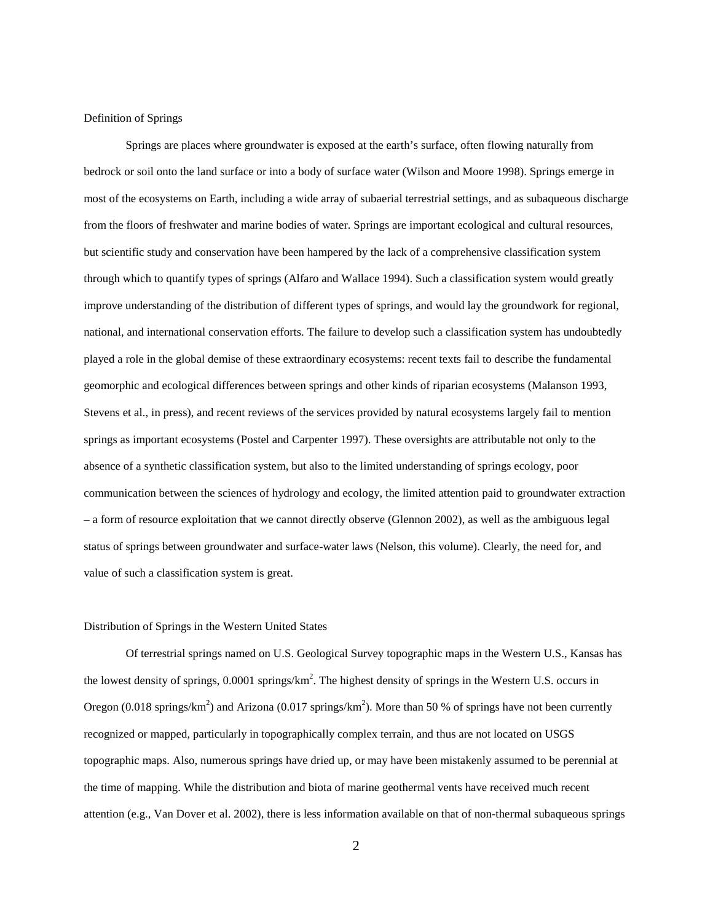## Definition of Springs

Springs are places where groundwater is exposed at the earth's surface, often flowing naturally from bedrock or soil onto the land surface or into a body of surface water (Wilson and Moore 1998). Springs emerge in most of the ecosystems on Earth, including a wide array of subaerial terrestrial settings, and as subaqueous discharge from the floors of freshwater and marine bodies of water. Springs are important ecological and cultural resources, but scientific study and conservation have been hampered by the lack of a comprehensive classification system through which to quantify types of springs (Alfaro and Wallace 1994). Such a classification system would greatly improve understanding of the distribution of different types of springs, and would lay the groundwork for regional, national, and international conservation efforts. The failure to develop such a classification system has undoubtedly played a role in the global demise of these extraordinary ecosystems: recent texts fail to describe the fundamental geomorphic and ecological differences between springs and other kinds of riparian ecosystems (Malanson 1993, Stevens et al., in press), and recent reviews of the services provided by natural ecosystems largely fail to mention springs as important ecosystems (Postel and Carpenter 1997). These oversights are attributable not only to the absence of a synthetic classification system, but also to the limited understanding of springs ecology, poor communication between the sciences of hydrology and ecology, the limited attention paid to groundwater extraction – a form of resource exploitation that we cannot directly observe (Glennon 2002), as well as the ambiguous legal status of springs between groundwater and surface-water laws (Nelson, this volume). Clearly, the need for, and value of such a classification system is great.

## Distribution of Springs in the Western United States

Of terrestrial springs named on U.S. Geological Survey topographic maps in the Western U.S., Kansas has the lowest density of springs, 0.0001 springs/km$^2$. The highest density of springs in the Western U.S. occurs in Oregon (0.018 springs/km$^2$) and Arizona (0.017 springs/km$^2$). More than 50 % of springs have not been currently recognized or mapped, particularly in topographically complex terrain, and thus are not located on USGS topographic maps. Also, numerous springs have dried up, or may have been mistakenly assumed to be perennial at the time of mapping. While the distribution and biota of marine geothermal vents have received much recent attention (e.g., Van Dover et al. 2002), there is less information available on that of non-thermal subaqueous springs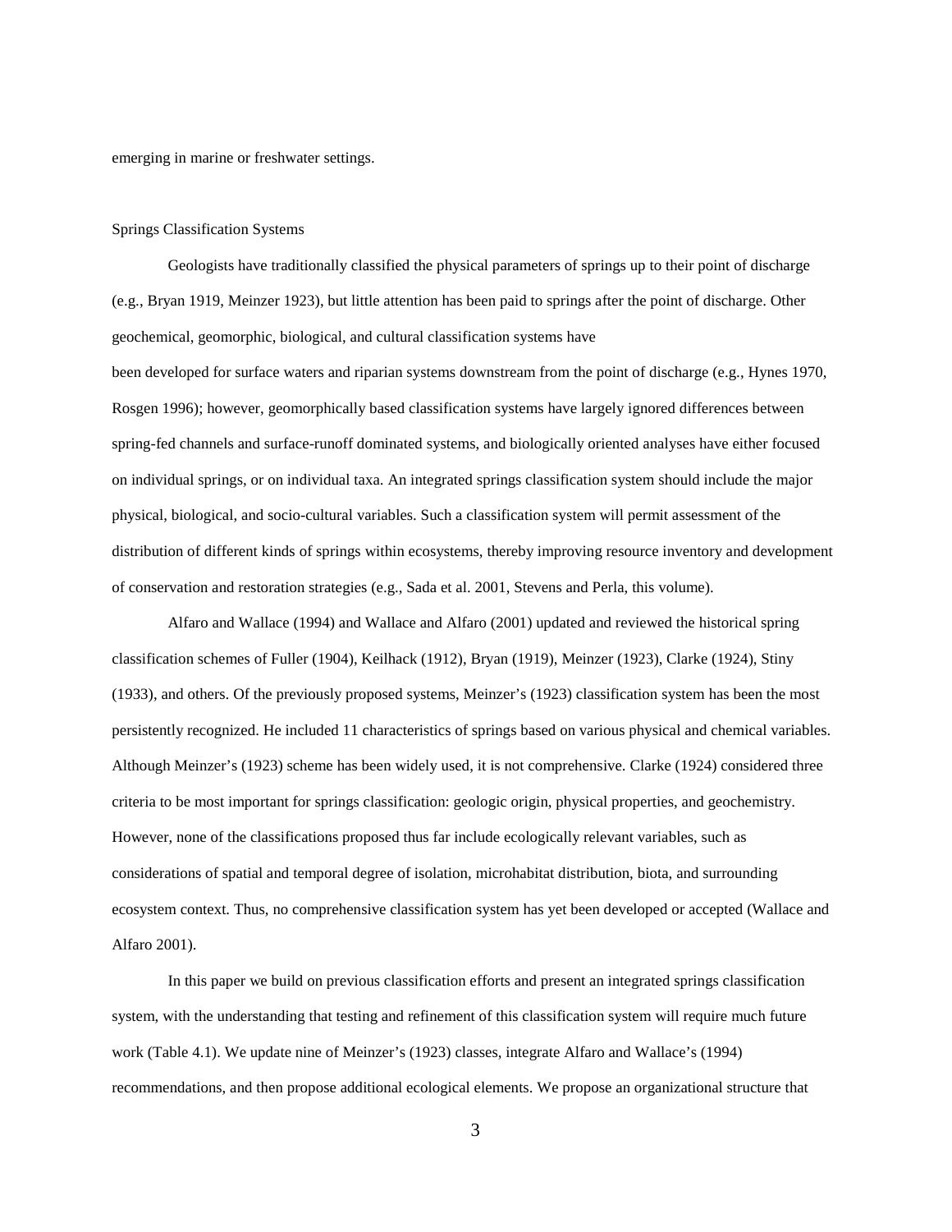emerging in marine or freshwater settings.

## Springs Classification Systems

Geologists have traditionally classified the physical parameters of springs up to their point of discharge (e.g., Bryan 1919, Meinzer 1923), but little attention has been paid to springs after the point of discharge. Other geochemical, geomorphic, biological, and cultural classification systems have been developed for surface waters and riparian systems downstream from the point of discharge (e.g., Hynes 1970, Rosgen 1996); however, geomorphically based classification systems have largely ignored differences between spring-fed channels and surface-runoff dominated systems, and biologically oriented analyses have either focused on individual springs, or on individual taxa. An integrated springs classification system should include the major physical, biological, and socio-cultural variables. Such a classification system will permit assessment of the distribution of different kinds of springs within ecosystems, thereby improving resource inventory and development of conservation and restoration strategies (e.g., Sada et al. 2001, Stevens and Perla, this volume).

Alfaro and Wallace (1994) and Wallace and Alfaro (2001) updated and reviewed the historical spring classification schemes of Fuller (1904), Keilhack (1912), Bryan (1919), Meinzer (1923), Clarke (1924), Stiny (1933), and others. Of the previously proposed systems, Meinzer's (1923) classification system has been the most persistently recognized. He included 11 characteristics of springs based on various physical and chemical variables. Although Meinzer's (1923) scheme has been widely used, it is not comprehensive. Clarke (1924) considered three criteria to be most important for springs classification: geologic origin, physical properties, and geochemistry. However, none of the classifications proposed thus far include ecologically relevant variables, such as considerations of spatial and temporal degree of isolation, microhabitat distribution, biota, and surrounding ecosystem context. Thus, no comprehensive classification system has yet been developed or accepted (Wallace and Alfaro 2001).

In this paper we build on previous classification efforts and present an integrated springs classification system, with the understanding that testing and refinement of this classification system will require much future work (Table 4.1). We update nine of Meinzer's (1923) classes, integrate Alfaro and Wallace's (1994) recommendations, and then propose additional ecological elements. We propose an organizational structure that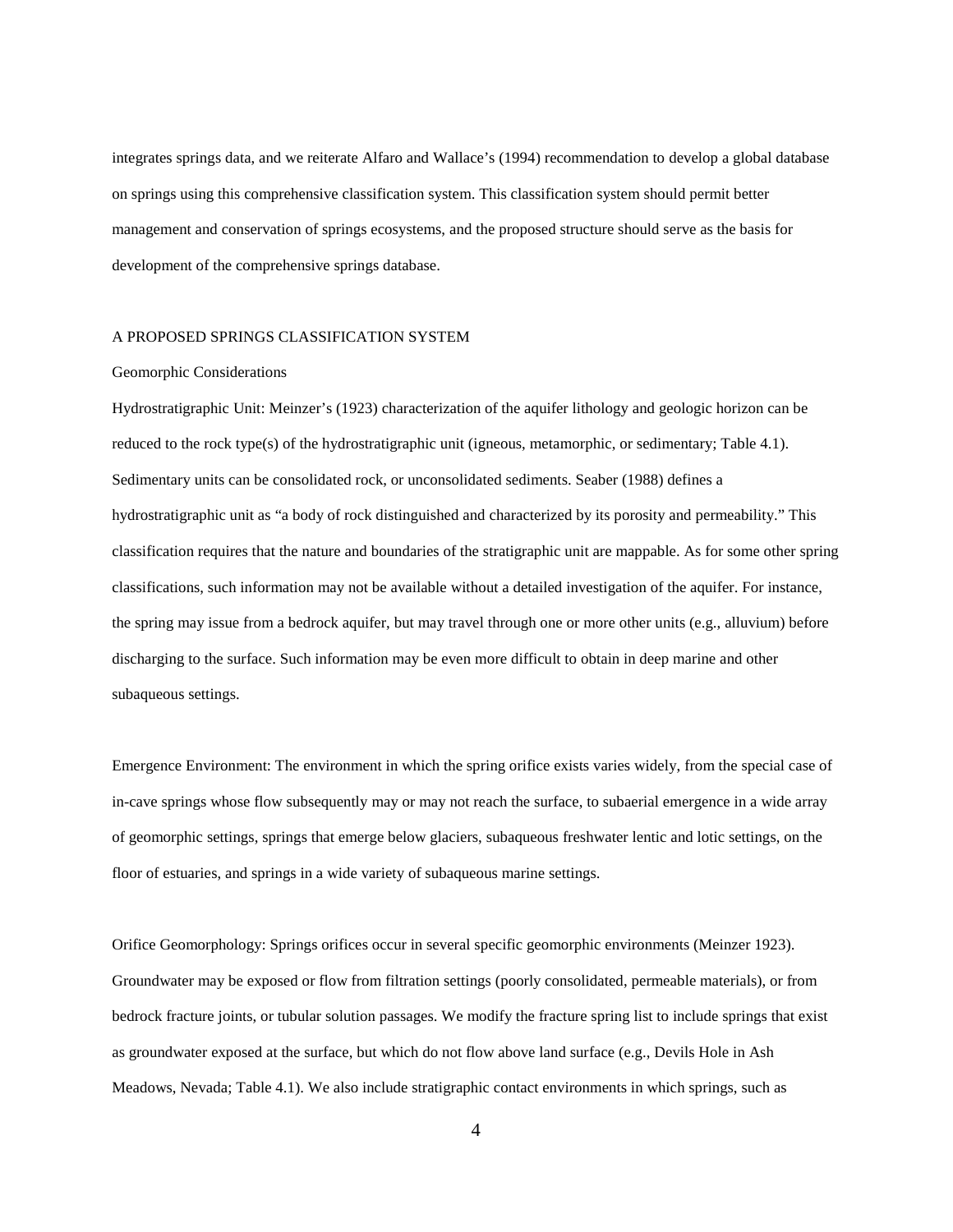integrates springs data, and we reiterate Alfaro and Wallace's (1994) recommendation to develop a global database on springs using this comprehensive classification system. This classification system should permit better management and conservation of springs ecosystems, and the proposed structure should serve as the basis for development of the comprehensive springs database.

## A PROPOSED SPRINGS CLASSIFICATION SYSTEM

### Geomorphic Considerations

Hydrostratigraphic Unit: Meinzer's (1923) characterization of the aquifer lithology and geologic horizon can be reduced to the rock type(s) of the hydrostratigraphic unit (igneous, metamorphic, or sedimentary; Table 4.1). Sedimentary units can be consolidated rock, or unconsolidated sediments. Seaber (1988) defines a hydrostratigraphic unit as "a body of rock distinguished and characterized by its porosity and permeability." This classification requires that the nature and boundaries of the stratigraphic unit are mappable. As for some other spring classifications, such information may not be available without a detailed investigation of the aquifer. For instance, the spring may issue from a bedrock aquifer, but may travel through one or more other units (e.g., alluvium) before discharging to the surface. Such information may be even more difficult to obtain in deep marine and other subaqueous settings.

Emergence Environment: The environment in which the spring orifice exists varies widely, from the special case of in-cave springs whose flow subsequently may or may not reach the surface, to subaerial emergence in a wide array of geomorphic settings, springs that emerge below glaciers, subaqueous freshwater lentic and lotic settings, on the floor of estuaries, and springs in a wide variety of subaqueous marine settings.

Orifice Geomorphology: Springs orifices occur in several specific geomorphic environments (Meinzer 1923). Groundwater may be exposed or flow from filtration settings (poorly consolidated, permeable materials), or from bedrock fracture joints, or tubular solution passages. We modify the fracture spring list to include springs that exist as groundwater exposed at the surface, but which do not flow above land surface (e.g., Devils Hole in Ash Meadows, Nevada; Table 4.1). We also include stratigraphic contact environments in which springs, such as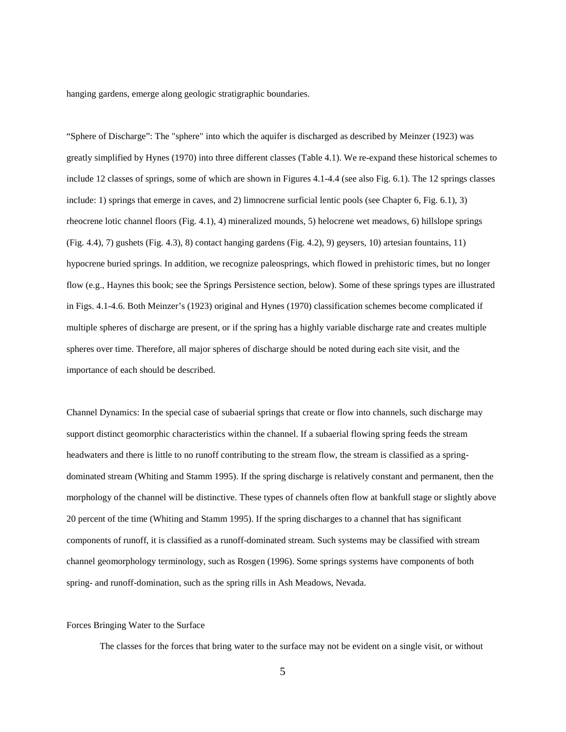hanging gardens, emerge along geologic stratigraphic boundaries.

“Sphere of Discharge”: The "sphere" into which the aquifer is discharged as described by Meinzer (1923) was greatly simplified by Hynes (1970) into three different classes (Table 4.1). We re-expand these historical schemes to include 12 classes of springs, some of which are shown in Figures 4.1-4.4 (see also Fig. 6.1). The 12 springs classes include: 1) springs that emerge in caves, and 2) limnocrene surficial lentic pools (see Chapter 6, Fig. 6.1), 3) rheocrene lotic channel floors (Fig. 4.1), 4) mineralized mounds, 5) helocrene wet meadows, 6) hillslope springs (Fig. 4.4), 7) gushets (Fig. 4.3), 8) contact hanging gardens (Fig. 4.2), 9) geysers, 10) artesian fountains, 11) hypocrene buried springs. In addition, we recognize paleosprings, which flowed in prehistoric times, but no longer flow (e.g., Haynes this book; see the Springs Persistence section, below). Some of these springs types are illustrated in Figs. 4.1-4.6. Both Meinzer’s (1923) original and Hynes (1970) classification schemes become complicated if multiple spheres of discharge are present, or if the spring has a highly variable discharge rate and creates multiple spheres over time. Therefore, all major spheres of discharge should be noted during each site visit, and the importance of each should be described.

Channel Dynamics: In the special case of subaerial springs that create or flow into channels, such discharge may support distinct geomorphic characteristics within the channel. If a subaerial flowing spring feeds the stream headwaters and there is little to no runoff contributing to the stream flow, the stream is classified as a spring-dominated stream (Whiting and Stamm 1995). If the spring discharge is relatively constant and permanent, then the morphology of the channel will be distinctive. These types of channels often flow at bankfull stage or slightly above 20 percent of the time (Whiting and Stamm 1995). If the spring discharges to a channel that has significant components of runoff, it is classified as a runoff-dominated stream. Such systems may be classified with stream channel geomorphology terminology, such as Rosgen (1996). Some springs systems have components of both spring- and runoff-domination, such as the spring rills in Ash Meadows, Nevada.

## Forces Bringing Water to the Surface

The classes for the forces that bring water to the surface may not be evident on a single visit, or without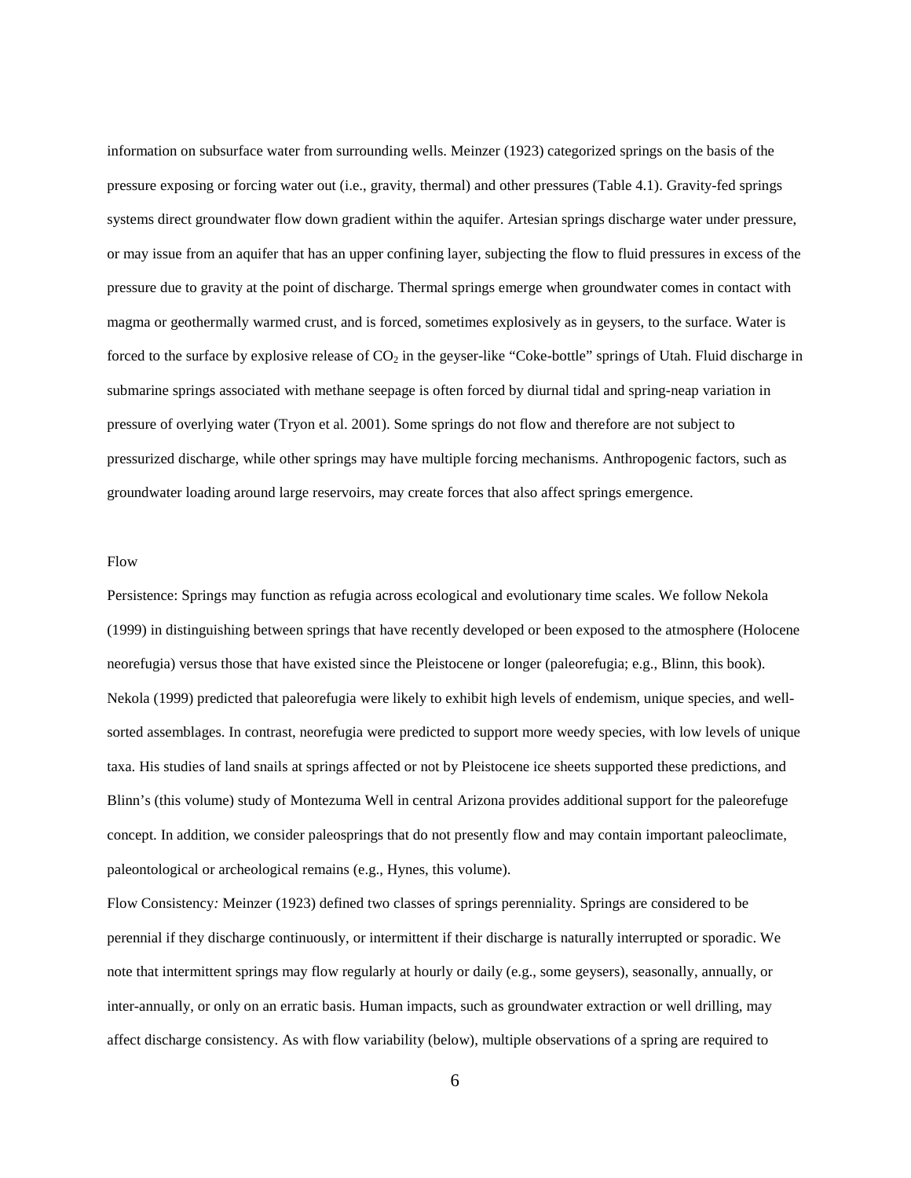information on subsurface water from surrounding wells. Meinzer (1923) categorized springs on the basis of the pressure exposing or forcing water out (i.e., gravity, thermal) and other pressures (Table 4.1). Gravity-fed springs systems direct groundwater flow down gradient within the aquifer. Artesian springs discharge water under pressure, or may issue from an aquifer that has an upper confining layer, subjecting the flow to fluid pressures in excess of the pressure due to gravity at the point of discharge. Thermal springs emerge when groundwater comes in contact with magma or geothermally warmed crust, and is forced, sometimes explosively as in geysers, to the surface. Water is forced to the surface by explosive release of $CO_2$ in the geyser-like "Coke-bottle" springs of Utah. Fluid discharge in submarine springs associated with methane seepage is often forced by diurnal tidal and spring-neap variation in pressure of overlying water (Tryon et al. 2001). Some springs do not flow and therefore are not subject to pressurized discharge, while other springs may have multiple forcing mechanisms. Anthropogenic factors, such as groundwater loading around large reservoirs, may create forces that also affect springs emergence.

Flow

Persistence: Springs may function as refugia across ecological and evolutionary time scales. We follow Nekola (1999) in distinguishing between springs that have recently developed or been exposed to the atmosphere (Holocene neorefugia) versus those that have existed since the Pleistocene or longer (paleorefugia; e.g., Blinn, this book). Nekola (1999) predicted that paleorefugia were likely to exhibit high levels of endemism, unique species, and well-sorted assemblages. In contrast, neorefugia were predicted to support more weedy species, with low levels of unique taxa. His studies of land snails at springs affected or not by Pleistocene ice sheets supported these predictions, and Blinn's (this volume) study of Montezuma Well in central Arizona provides additional support for the paleorefuge concept. In addition, we consider paleosprings that do not presently flow and may contain important paleoclimate, paleontological or archeological remains (e.g., Hynes, this volume).

Flow Consistency*:* Meinzer (1923) defined two classes of springs perenniality. Springs are considered to be perennial if they discharge continuously, or intermittent if their discharge is naturally interrupted or sporadic. We note that intermittent springs may flow regularly at hourly or daily (e.g., some geysers), seasonally, annually, or inter-annually, or only on an erratic basis. Human impacts, such as groundwater extraction or well drilling, may affect discharge consistency. As with flow variability (below), multiple observations of a spring are required to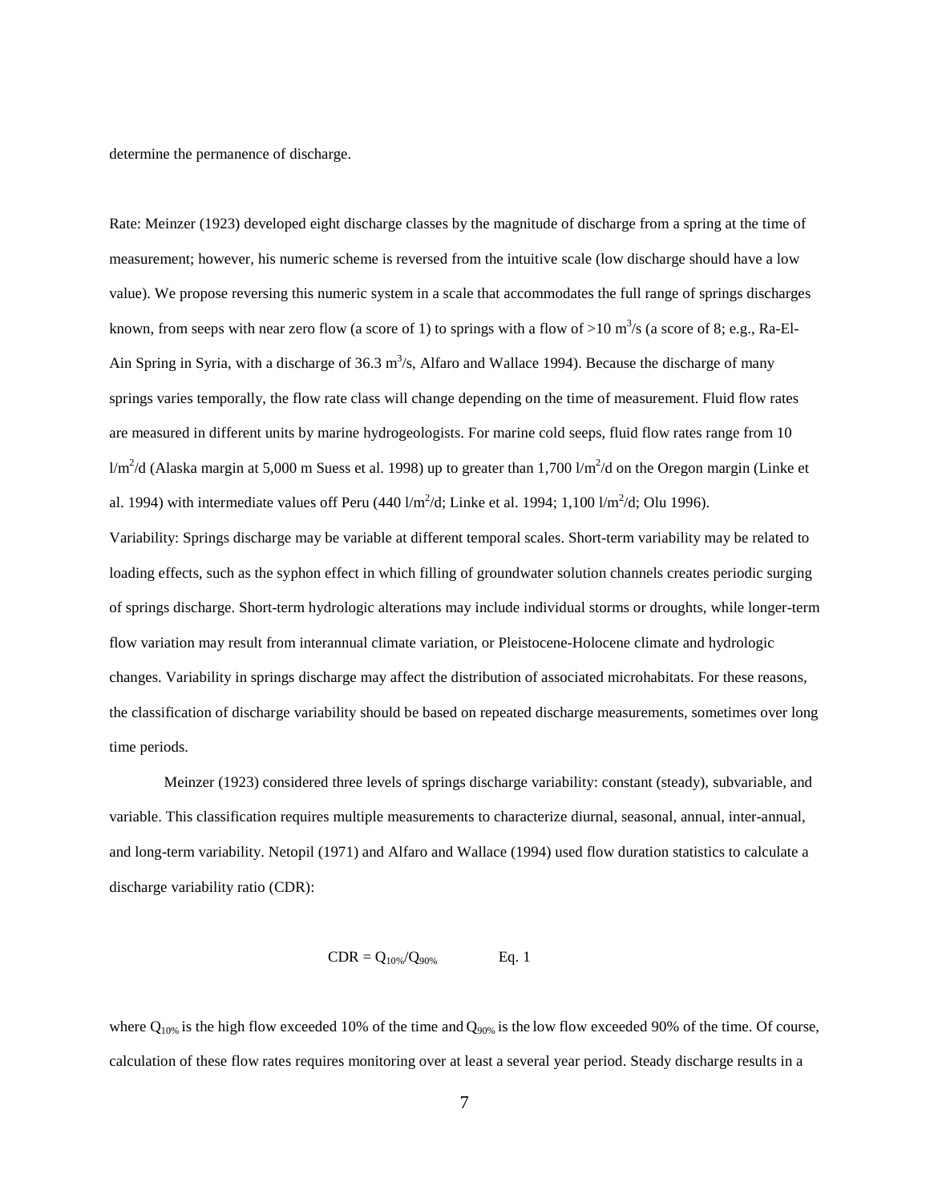determine the permanence of discharge.

Rate: Meinzer (1923) developed eight discharge classes by the magnitude of discharge from a spring at the time of measurement; however, his numeric scheme is reversed from the intuitive scale (low discharge should have a low value). We propose reversing this numeric system in a scale that accommodates the full range of springs discharges known, from seeps with near zero flow (a score of 1) to springs with a flow of $>10\ m^3/s$ (a score of 8; e.g., Ra-El-Ain Spring in Syria, with a discharge of $36.3\ m^3/s$, Alfaro and Wallace 1994). Because the discharge of many springs varies temporally, the flow rate class will change depending on the time of measurement. Fluid flow rates are measured in different units by marine hydrogeologists. For marine cold seeps, fluid flow rates range from $10\ l/m^2/d$ (Alaska margin at 5,000 m Suess et al. 1998) up to greater than $1{,}700\ l/m^2/d$ on the Oregon margin (Linke et al. 1994) with intermediate values off Peru ($440\ l/m^2/d$; Linke et al. 1994; $1{,}100\ l/m^2/d$; Olu 1996).

Variability: Springs discharge may be variable at different temporal scales. Short-term variability may be related to loading effects, such as the syphon effect in which filling of groundwater solution channels creates periodic surging of springs discharge. Short-term hydrologic alterations may include individual storms or droughts, while longer-term flow variation may result from interannual climate variation, or Pleistocene-Holocene climate and hydrologic changes. Variability in springs discharge may affect the distribution of associated microhabitats. For these reasons, the classification of discharge variability should be based on repeated discharge measurements, sometimes over long time periods.

Meinzer (1923) considered three levels of springs discharge variability: constant (steady), subvariable, and variable. This classification requires multiple measurements to characterize diurnal, seasonal, annual, inter-annual, and long-term variability. Netopil (1971) and Alfaro and Wallace (1994) used flow duration statistics to calculate a discharge variability ratio (CDR):

$$CDR = Q_{10\%}/Q_{90\%} \qquad \text{Eq. 1}$$

where $Q_{10\%}$ is the high flow exceeded 10% of the time and $Q_{90\%}$ is the low flow exceeded 90% of the time. Of course, calculation of these flow rates requires monitoring over at least a several year period. Steady discharge results in a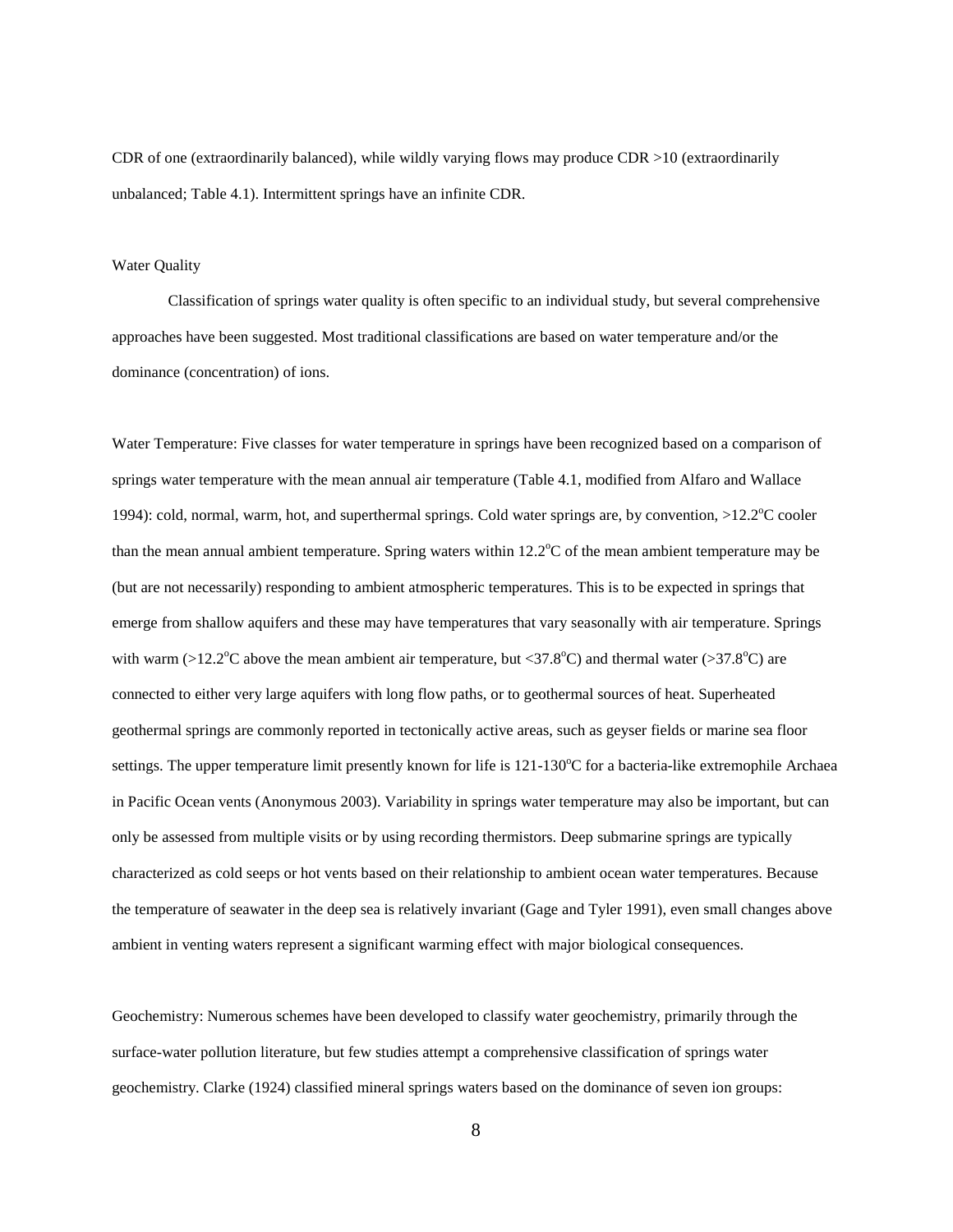CDR of one (extraordinarily balanced), while wildly varying flows may produce CDR >10 (extraordinarily unbalanced; Table 4.1). Intermittent springs have an infinite CDR.

### Water Quality

Classification of springs water quality is often specific to an individual study, but several comprehensive approaches have been suggested. Most traditional classifications are based on water temperature and/or the dominance (concentration) of ions.

Water Temperature: Five classes for water temperature in springs have been recognized based on a comparison of springs water temperature with the mean annual air temperature (Table 4.1, modified from Alfaro and Wallace 1994): cold, normal, warm, hot, and superthermal springs. Cold water springs are, by convention, >12.2$^{o}$C cooler than the mean annual ambient temperature. Spring waters within 12.2$^{o}$C of the mean ambient temperature may be (but are not necessarily) responding to ambient atmospheric temperatures. This is to be expected in springs that emerge from shallow aquifers and these may have temperatures that vary seasonally with air temperature. Springs with warm (>12.2$^{o}$C above the mean ambient air temperature, but <37.8$^{o}$C) and thermal water (>37.8$^{o}$C) are connected to either very large aquifers with long flow paths, or to geothermal sources of heat. Superheated geothermal springs are commonly reported in tectonically active areas, such as geyser fields or marine sea floor settings. The upper temperature limit presently known for life is 121-130$^{o}$C for a bacteria-like extremophile Archaea in Pacific Ocean vents (Anonymous 2003). Variability in springs water temperature may also be important, but can only be assessed from multiple visits or by using recording thermistors. Deep submarine springs are typically characterized as cold seeps or hot vents based on their relationship to ambient ocean water temperatures. Because the temperature of seawater in the deep sea is relatively invariant (Gage and Tyler 1991), even small changes above ambient in venting waters represent a significant warming effect with major biological consequences.

Geochemistry: Numerous schemes have been developed to classify water geochemistry, primarily through the surface-water pollution literature, but few studies attempt a comprehensive classification of springs water geochemistry. Clarke (1924) classified mineral springs waters based on the dominance of seven ion groups: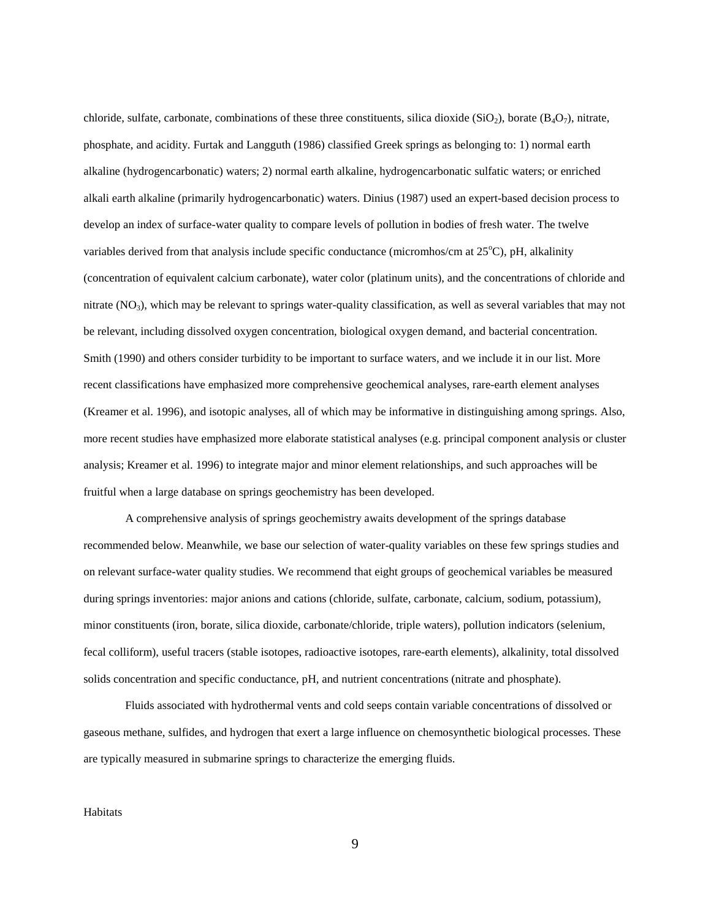chloride, sulfate, carbonate, combinations of these three constituents, silica dioxide ($SiO_2$), borate ($B_4O_7$), nitrate, phosphate, and acidity. Furtak and Langguth (1986) classified Greek springs as belonging to: 1) normal earth alkaline (hydrogencarbonatic) waters; 2) normal earth alkaline, hydrogencarbonatic sulfatic waters; or enriched alkali earth alkaline (primarily hydrogencarbonatic) waters. Dinius (1987) used an expert-based decision process to develop an index of surface-water quality to compare levels of pollution in bodies of fresh water. The twelve variables derived from that analysis include specific conductance (micromhos/cm at $25^oC$), pH, alkalinity (concentration of equivalent calcium carbonate), water color (platinum units), and the concentrations of chloride and nitrate ($NO_3$), which may be relevant to springs water-quality classification, as well as several variables that may not be relevant, including dissolved oxygen concentration, biological oxygen demand, and bacterial concentration. Smith (1990) and others consider turbidity to be important to surface waters, and we include it in our list. More recent classifications have emphasized more comprehensive geochemical analyses, rare-earth element analyses (Kreamer et al. 1996), and isotopic analyses, all of which may be informative in distinguishing among springs. Also, more recent studies have emphasized more elaborate statistical analyses (e.g. principal component analysis or cluster analysis; Kreamer et al. 1996) to integrate major and minor element relationships, and such approaches will be fruitful when a large database on springs geochemistry has been developed.

A comprehensive analysis of springs geochemistry awaits development of the springs database recommended below. Meanwhile, we base our selection of water-quality variables on these few springs studies and on relevant surface-water quality studies. We recommend that eight groups of geochemical variables be measured during springs inventories: major anions and cations (chloride, sulfate, carbonate, calcium, sodium, potassium), minor constituents (iron, borate, silica dioxide, carbonate/chloride, triple waters), pollution indicators (selenium, fecal colliform), useful tracers (stable isotopes, radioactive isotopes, rare-earth elements), alkalinity, total dissolved solids concentration and specific conductance, pH, and nutrient concentrations (nitrate and phosphate).

Fluids associated with hydrothermal vents and cold seeps contain variable concentrations of dissolved or gaseous methane, sulfides, and hydrogen that exert a large influence on chemosynthetic biological processes. These are typically measured in submarine springs to characterize the emerging fluids.

Habitats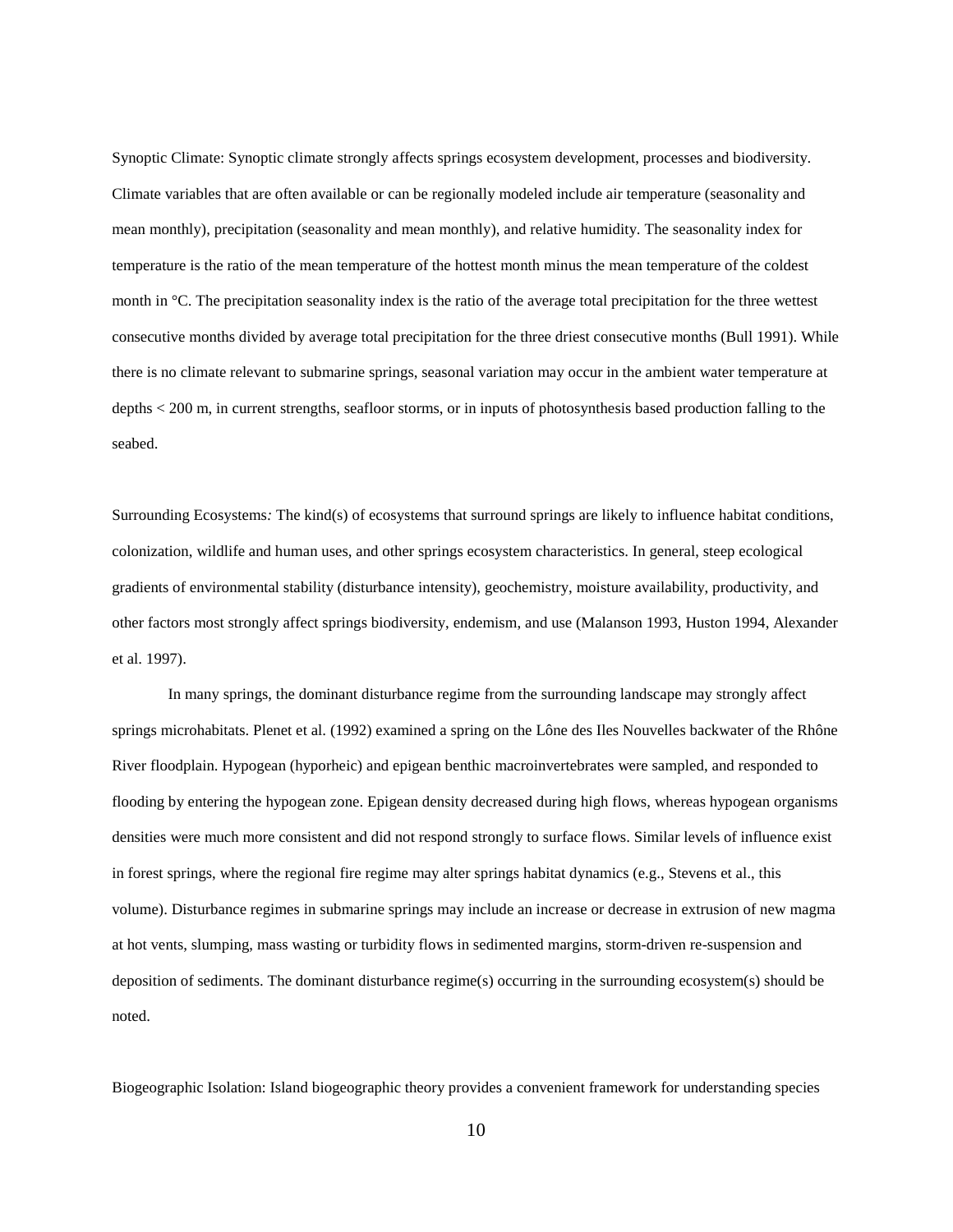Synoptic Climate: Synoptic climate strongly affects springs ecosystem development, processes and biodiversity. Climate variables that are often available or can be regionally modeled include air temperature (seasonality and mean monthly), precipitation (seasonality and mean monthly), and relative humidity. The seasonality index for temperature is the ratio of the mean temperature of the hottest month minus the mean temperature of the coldest month in °C. The precipitation seasonality index is the ratio of the average total precipitation for the three wettest consecutive months divided by average total precipitation for the three driest consecutive months (Bull 1991). While there is no climate relevant to submarine springs, seasonal variation may occur in the ambient water temperature at depths < 200 m, in current strengths, seafloor storms, or in inputs of photosynthesis based production falling to the seabed.

Surrounding Ecosystems*:* The kind(s) of ecosystems that surround springs are likely to influence habitat conditions, colonization, wildlife and human uses, and other springs ecosystem characteristics. In general, steep ecological gradients of environmental stability (disturbance intensity), geochemistry, moisture availability, productivity, and other factors most strongly affect springs biodiversity, endemism, and use (Malanson 1993, Huston 1994, Alexander et al. 1997).

In many springs, the dominant disturbance regime from the surrounding landscape may strongly affect springs microhabitats. Plenet et al. (1992) examined a spring on the Lône des Iles Nouvelles backwater of the Rhône River floodplain. Hypogean (hyporheic) and epigean benthic macroinvertebrates were sampled, and responded to flooding by entering the hypogean zone. Epigean density decreased during high flows, whereas hypogean organisms densities were much more consistent and did not respond strongly to surface flows. Similar levels of influence exist in forest springs, where the regional fire regime may alter springs habitat dynamics (e.g., Stevens et al., this volume). Disturbance regimes in submarine springs may include an increase or decrease in extrusion of new magma at hot vents, slumping, mass wasting or turbidity flows in sedimented margins, storm-driven re-suspension and deposition of sediments. The dominant disturbance regime(s) occurring in the surrounding ecosystem(s) should be noted.

Biogeographic Isolation: Island biogeographic theory provides a convenient framework for understanding species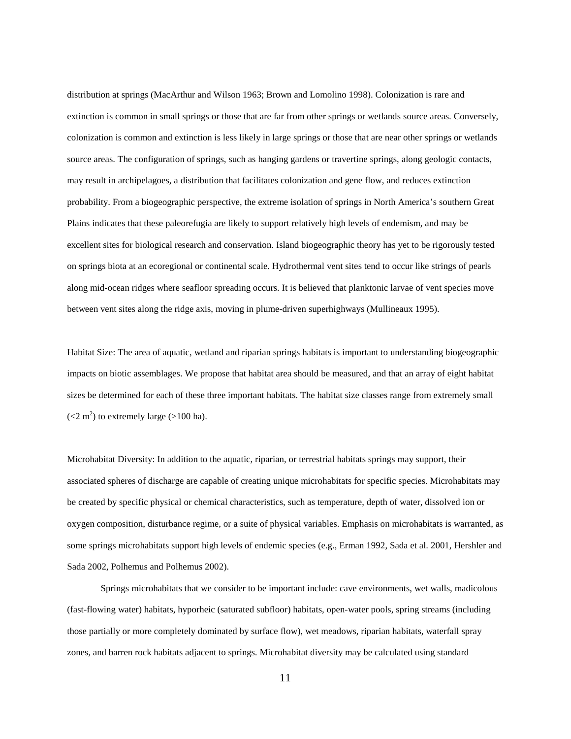distribution at springs (MacArthur and Wilson 1963; Brown and Lomolino 1998). Colonization is rare and extinction is common in small springs or those that are far from other springs or wetlands source areas. Conversely, colonization is common and extinction is less likely in large springs or those that are near other springs or wetlands source areas. The configuration of springs, such as hanging gardens or travertine springs, along geologic contacts, may result in archipelagoes, a distribution that facilitates colonization and gene flow, and reduces extinction probability. From a biogeographic perspective, the extreme isolation of springs in North America's southern Great Plains indicates that these paleorefugia are likely to support relatively high levels of endemism, and may be excellent sites for biological research and conservation. Island biogeographic theory has yet to be rigorously tested on springs biota at an ecoregional or continental scale. Hydrothermal vent sites tend to occur like strings of pearls along mid-ocean ridges where seafloor spreading occurs. It is believed that planktonic larvae of vent species move between vent sites along the ridge axis, moving in plume-driven superhighways (Mullineaux 1995).

Habitat Size: The area of aquatic, wetland and riparian springs habitats is important to understanding biogeographic impacts on biotic assemblages. We propose that habitat area should be measured, and that an array of eight habitat sizes be determined for each of these three important habitats. The habitat size classes range from extremely small ($<2$ m$^2$) to extremely large ($>100$ ha).

Microhabitat Diversity: In addition to the aquatic, riparian, or terrestrial habitats springs may support, their associated spheres of discharge are capable of creating unique microhabitats for specific species. Microhabitats may be created by specific physical or chemical characteristics, such as temperature, depth of water, dissolved ion or oxygen composition, disturbance regime, or a suite of physical variables. Emphasis on microhabitats is warranted, as some springs microhabitats support high levels of endemic species (e.g., Erman 1992, Sada et al. 2001, Hershler and Sada 2002, Polhemus and Polhemus 2002).

Springs microhabitats that we consider to be important include: cave environments, wet walls, madicolous (fast-flowing water) habitats, hyporheic (saturated subfloor) habitats, open-water pools, spring streams (including those partially or more completely dominated by surface flow), wet meadows, riparian habitats, waterfall spray zones, and barren rock habitats adjacent to springs. Microhabitat diversity may be calculated using standard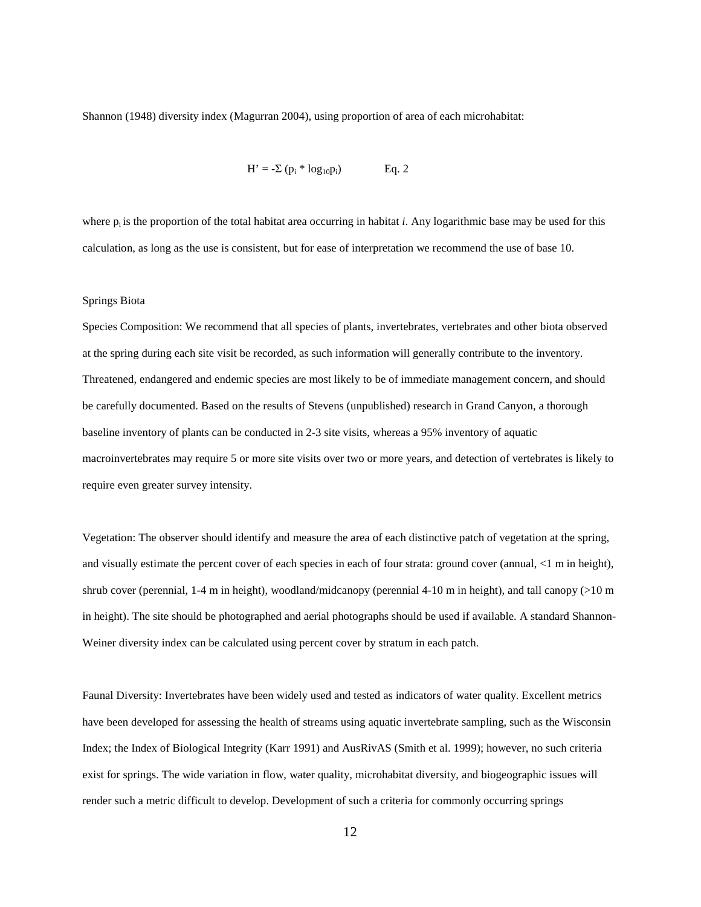Shannon (1948) diversity index (Magurran 2004), using proportion of area of each microhabitat:

$$H' = -\Sigma (p_i * \log_{10} p_i) \qquad \text{Eq. 2}$$

where $p_i$ is the proportion of the total habitat area occurring in habitat *i*. Any logarithmic base may be used for this calculation, as long as the use is consistent, but for ease of interpretation we recommend the use of base 10.

Springs Biota

Species Composition: We recommend that all species of plants, invertebrates, vertebrates and other biota observed at the spring during each site visit be recorded, as such information will generally contribute to the inventory. Threatened, endangered and endemic species are most likely to be of immediate management concern, and should be carefully documented. Based on the results of Stevens (unpublished) research in Grand Canyon, a thorough baseline inventory of plants can be conducted in 2-3 site visits, whereas a 95% inventory of aquatic macroinvertebrates may require 5 or more site visits over two or more years, and detection of vertebrates is likely to require even greater survey intensity.

Vegetation: The observer should identify and measure the area of each distinctive patch of vegetation at the spring, and visually estimate the percent cover of each species in each of four strata: ground cover (annual, <1 m in height), shrub cover (perennial, 1-4 m in height), woodland/midcanopy (perennial 4-10 m in height), and tall canopy (>10 m in height). The site should be photographed and aerial photographs should be used if available. A standard Shannon-Weiner diversity index can be calculated using percent cover by stratum in each patch.

Faunal Diversity: Invertebrates have been widely used and tested as indicators of water quality. Excellent metrics have been developed for assessing the health of streams using aquatic invertebrate sampling, such as the Wisconsin Index; the Index of Biological Integrity (Karr 1991) and AusRivAS (Smith et al. 1999); however, no such criteria exist for springs. The wide variation in flow, water quality, microhabitat diversity, and biogeographic issues will render such a metric difficult to develop. Development of such a criteria for commonly occurring springs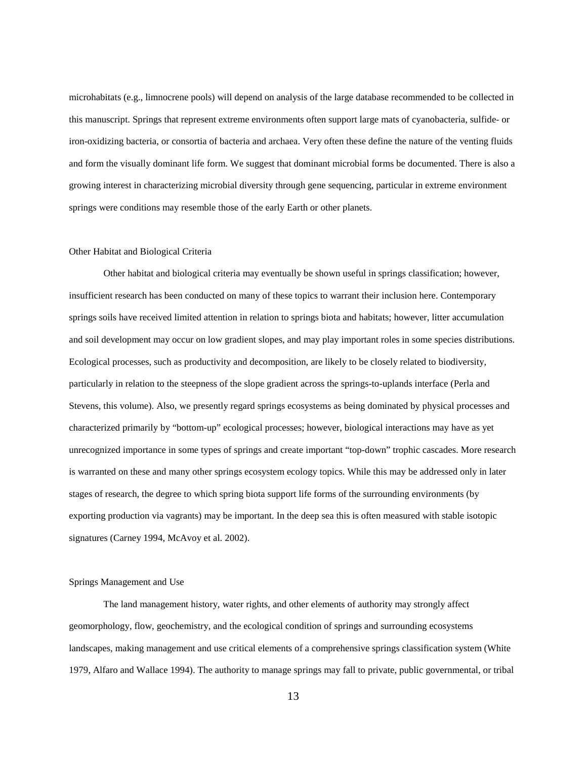microhabitats (e.g., limnocrene pools) will depend on analysis of the large database recommended to be collected in this manuscript. Springs that represent extreme environments often support large mats of cyanobacteria, sulfide- or iron-oxidizing bacteria, or consortia of bacteria and archaea. Very often these define the nature of the venting fluids and form the visually dominant life form. We suggest that dominant microbial forms be documented. There is also a growing interest in characterizing microbial diversity through gene sequencing, particular in extreme environment springs were conditions may resemble those of the early Earth or other planets.

## Other Habitat and Biological Criteria

Other habitat and biological criteria may eventually be shown useful in springs classification; however, insufficient research has been conducted on many of these topics to warrant their inclusion here. Contemporary springs soils have received limited attention in relation to springs biota and habitats; however, litter accumulation and soil development may occur on low gradient slopes, and may play important roles in some species distributions. Ecological processes, such as productivity and decomposition, are likely to be closely related to biodiversity, particularly in relation to the steepness of the slope gradient across the springs-to-uplands interface (Perla and Stevens, this volume). Also, we presently regard springs ecosystems as being dominated by physical processes and characterized primarily by "bottom-up" ecological processes; however, biological interactions may have as yet unrecognized importance in some types of springs and create important "top-down" trophic cascades. More research is warranted on these and many other springs ecosystem ecology topics. While this may be addressed only in later stages of research, the degree to which spring biota support life forms of the surrounding environments (by exporting production via vagrants) may be important. In the deep sea this is often measured with stable isotopic signatures (Carney 1994, McAvoy et al. 2002).

## Springs Management and Use

The land management history, water rights, and other elements of authority may strongly affect geomorphology, flow, geochemistry, and the ecological condition of springs and surrounding ecosystems landscapes, making management and use critical elements of a comprehensive springs classification system (White 1979, Alfaro and Wallace 1994). The authority to manage springs may fall to private, public governmental, or tribal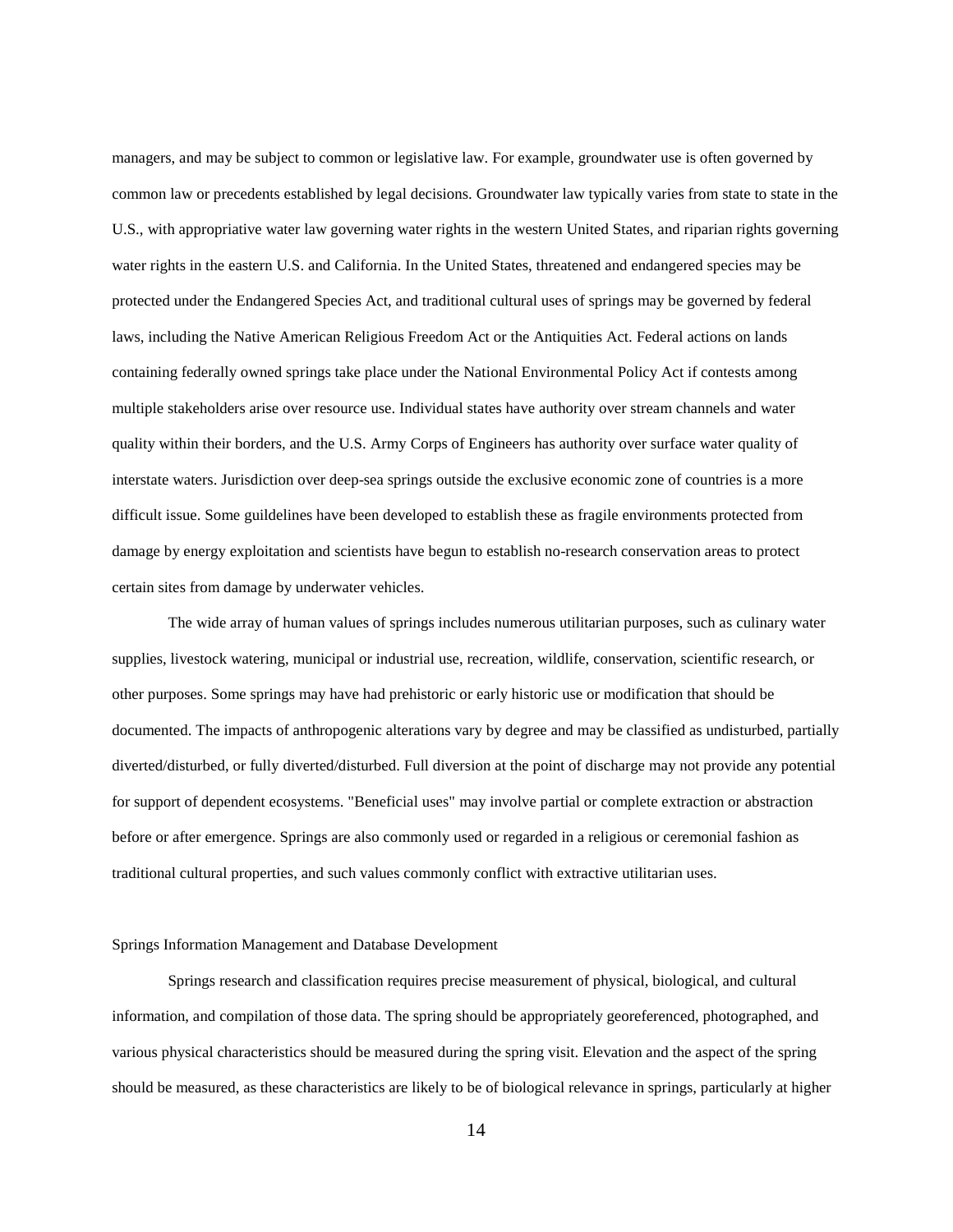managers, and may be subject to common or legislative law. For example, groundwater use is often governed by common law or precedents established by legal decisions. Groundwater law typically varies from state to state in the U.S., with appropriative water law governing water rights in the western United States, and riparian rights governing water rights in the eastern U.S. and California. In the United States, threatened and endangered species may be protected under the Endangered Species Act, and traditional cultural uses of springs may be governed by federal laws, including the Native American Religious Freedom Act or the Antiquities Act. Federal actions on lands containing federally owned springs take place under the National Environmental Policy Act if contests among multiple stakeholders arise over resource use. Individual states have authority over stream channels and water quality within their borders, and the U.S. Army Corps of Engineers has authority over surface water quality of interstate waters. Jurisdiction over deep-sea springs outside the exclusive economic zone of countries is a more difficult issue. Some guildelines have been developed to establish these as fragile environments protected from damage by energy exploitation and scientists have begun to establish no-research conservation areas to protect certain sites from damage by underwater vehicles.

The wide array of human values of springs includes numerous utilitarian purposes, such as culinary water supplies, livestock watering, municipal or industrial use, recreation, wildlife, conservation, scientific research, or other purposes. Some springs may have had prehistoric or early historic use or modification that should be documented. The impacts of anthropogenic alterations vary by degree and may be classified as undisturbed, partially diverted/disturbed, or fully diverted/disturbed. Full diversion at the point of discharge may not provide any potential for support of dependent ecosystems. "Beneficial uses" may involve partial or complete extraction or abstraction before or after emergence. Springs are also commonly used or regarded in a religious or ceremonial fashion as traditional cultural properties, and such values commonly conflict with extractive utilitarian uses.

## Springs Information Management and Database Development

Springs research and classification requires precise measurement of physical, biological, and cultural information, and compilation of those data. The spring should be appropriately georeferenced, photographed, and various physical characteristics should be measured during the spring visit. Elevation and the aspect of the spring should be measured, as these characteristics are likely to be of biological relevance in springs, particularly at higher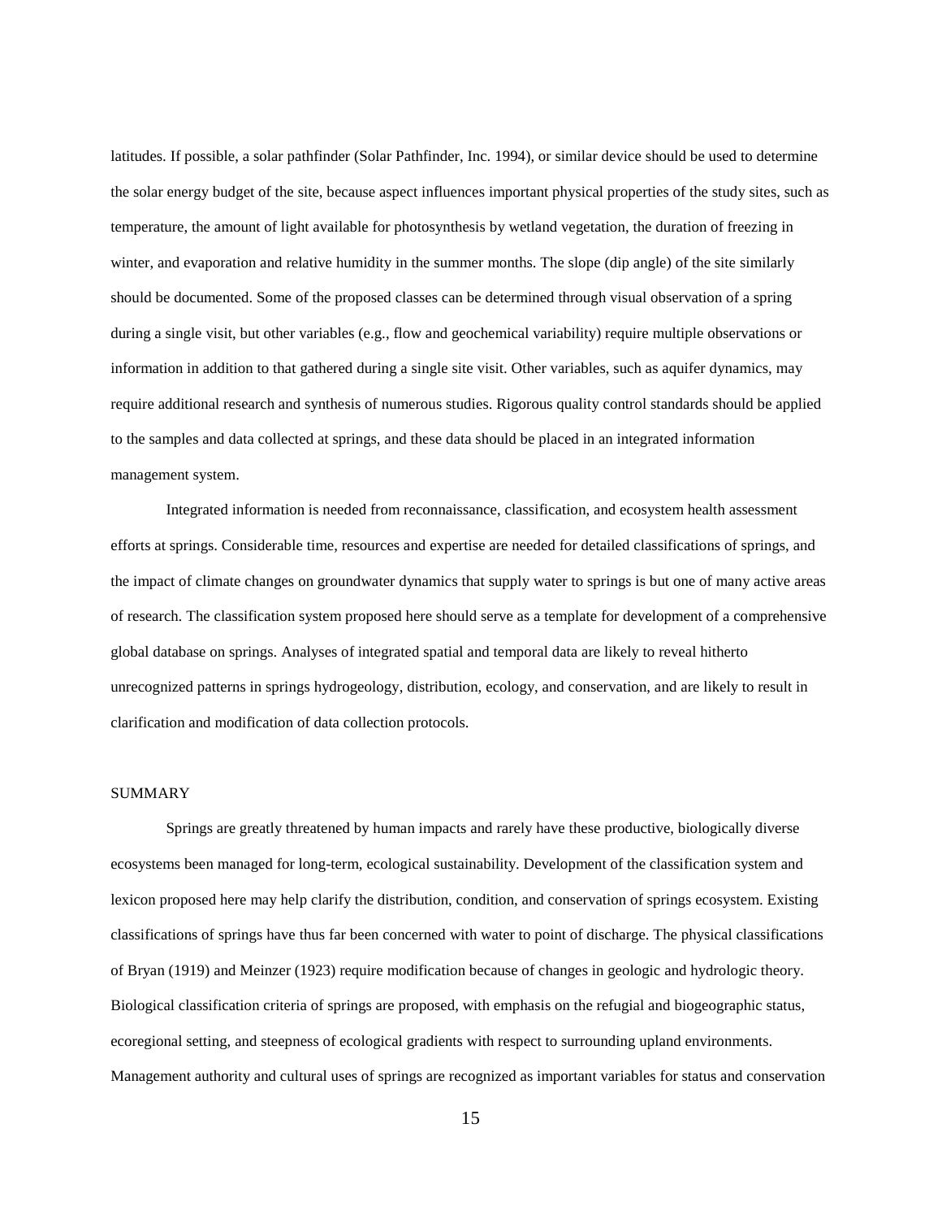latitudes. If possible, a solar pathfinder (Solar Pathfinder, Inc. 1994), or similar device should be used to determine the solar energy budget of the site, because aspect influences important physical properties of the study sites, such as temperature, the amount of light available for photosynthesis by wetland vegetation, the duration of freezing in winter, and evaporation and relative humidity in the summer months. The slope (dip angle) of the site similarly should be documented. Some of the proposed classes can be determined through visual observation of a spring during a single visit, but other variables (e.g., flow and geochemical variability) require multiple observations or information in addition to that gathered during a single site visit. Other variables, such as aquifer dynamics, may require additional research and synthesis of numerous studies. Rigorous quality control standards should be applied to the samples and data collected at springs, and these data should be placed in an integrated information management system.

Integrated information is needed from reconnaissance, classification, and ecosystem health assessment efforts at springs. Considerable time, resources and expertise are needed for detailed classifications of springs, and the impact of climate changes on groundwater dynamics that supply water to springs is but one of many active areas of research. The classification system proposed here should serve as a template for development of a comprehensive global database on springs. Analyses of integrated spatial and temporal data are likely to reveal hitherto unrecognized patterns in springs hydrogeology, distribution, ecology, and conservation, and are likely to result in clarification and modification of data collection protocols.

## SUMMARY

Springs are greatly threatened by human impacts and rarely have these productive, biologically diverse ecosystems been managed for long-term, ecological sustainability. Development of the classification system and lexicon proposed here may help clarify the distribution, condition, and conservation of springs ecosystem. Existing classifications of springs have thus far been concerned with water to point of discharge. The physical classifications of Bryan (1919) and Meinzer (1923) require modification because of changes in geologic and hydrologic theory. Biological classification criteria of springs are proposed, with emphasis on the refugial and biogeographic status, ecoregional setting, and steepness of ecological gradients with respect to surrounding upland environments. Management authority and cultural uses of springs are recognized as important variables for status and conservation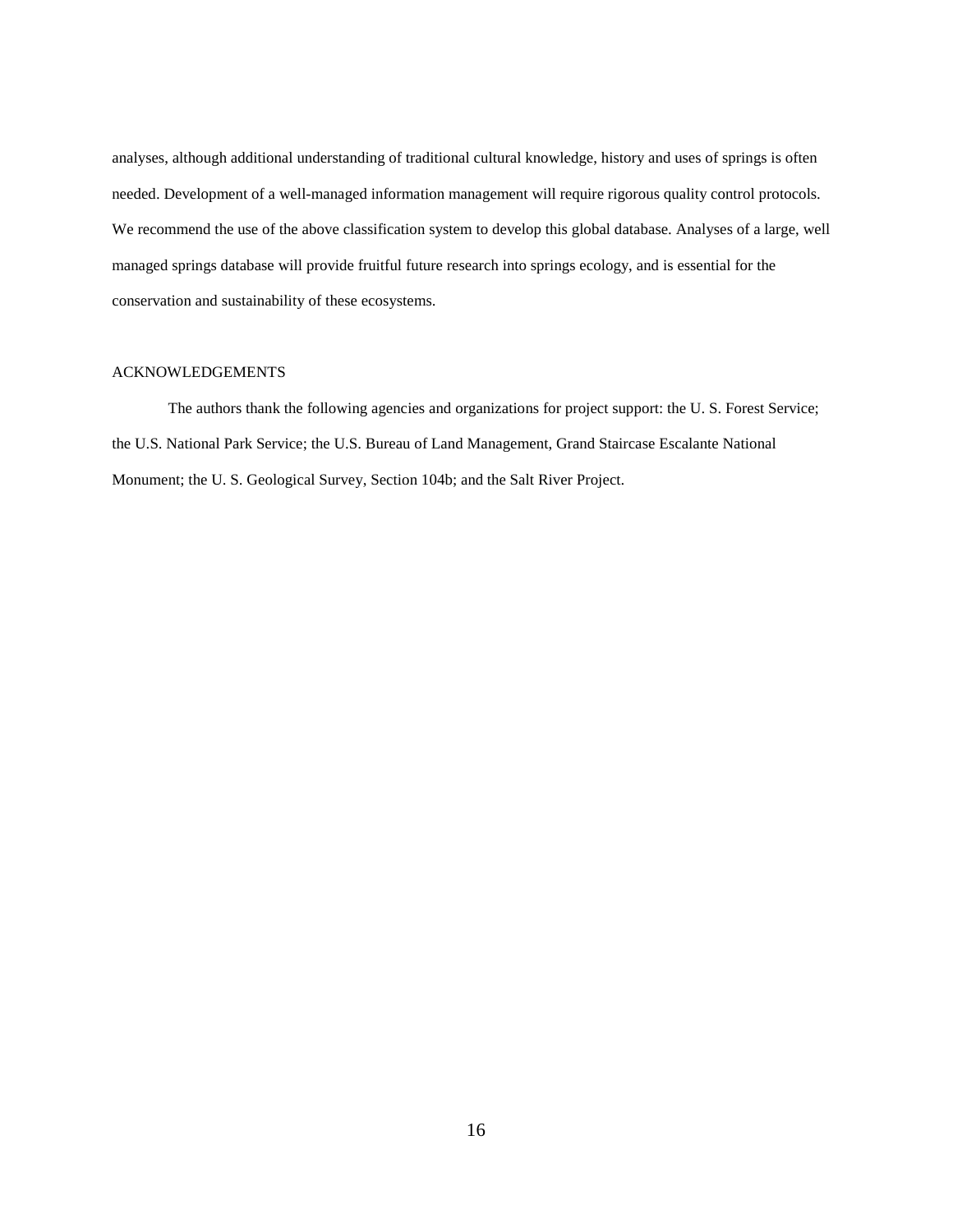analyses, although additional understanding of traditional cultural knowledge, history and uses of springs is often needed. Development of a well-managed information management will require rigorous quality control protocols. We recommend the use of the above classification system to develop this global database. Analyses of a large, well managed springs database will provide fruitful future research into springs ecology, and is essential for the conservation and sustainability of these ecosystems.

## ACKNOWLEDGEMENTS

The authors thank the following agencies and organizations for project support: the U. S. Forest Service; the U.S. National Park Service; the U.S. Bureau of Land Management, Grand Staircase Escalante National Monument; the U. S. Geological Survey, Section 104b; and the Salt River Project.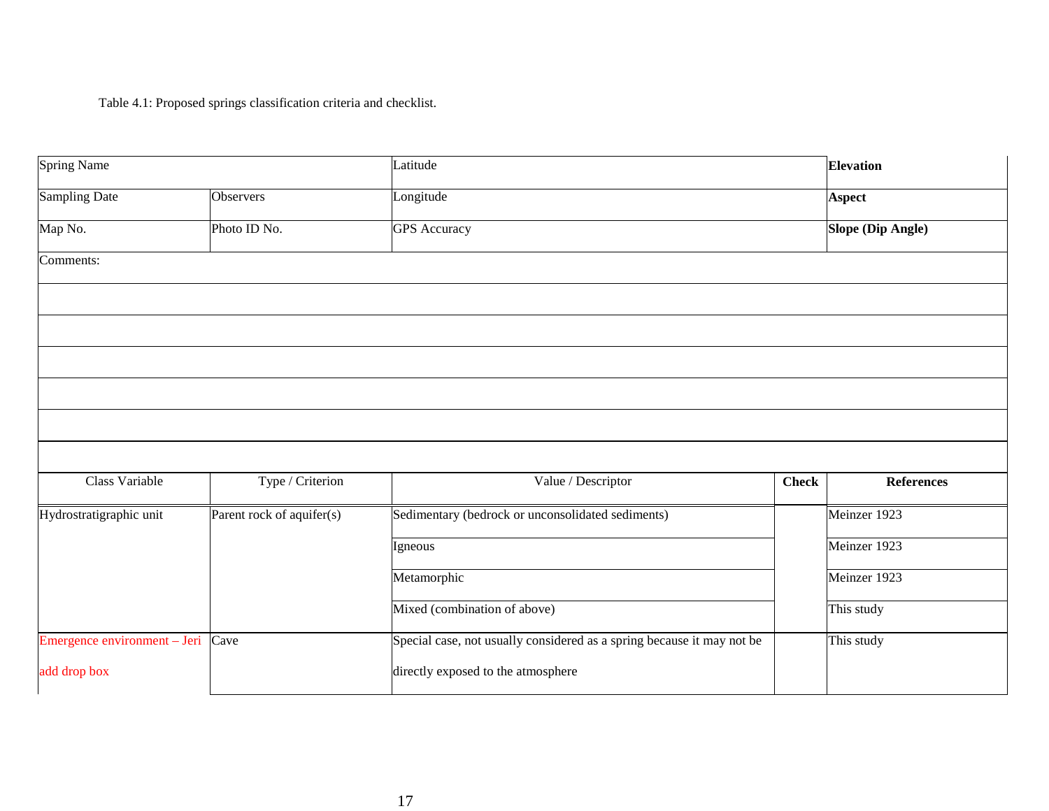Table 4.1: Proposed springs classification criteria and checklist.

| Spring Name | | Latitude | | **Elevation** |
|---|---|---|---|---|
| Sampling Date | Observers | Longitude | | **Aspect** |
| Map No. | Photo ID No. | GPS Accuracy | | **Slope (Dip Angle)** |
| Comments: | | | | |
| | | | | |
| | | | | |
| | | | | |
| | | | | |
| | | | | |
| | | | | |
| Class Variable | Type / Criterion | Value / Descriptor | **Check** | **References** |
| Hydrostratigraphic unit | Parent rock of aquifer(s) | Sedimentary (bedrock or unconsolidated sediments) | | Meinzer 1923 |
| | | Igneous | | Meinzer 1923 |
| | | Metamorphic | | Meinzer 1923 |
| | | Mixed (combination of above) | | This study |
| Emergence environment – Jeri add drop box | Cave | Special case, not usually considered as a spring because it may not be directly exposed to the atmosphere | | This study |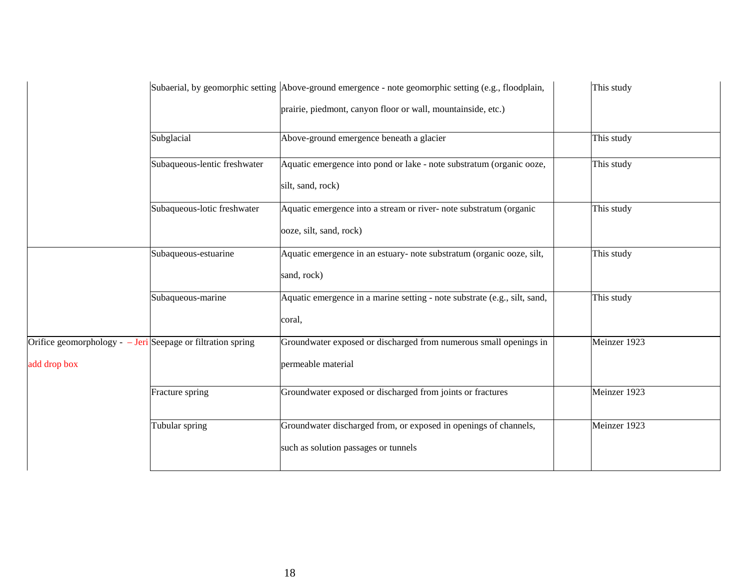| | | | | |
|---|---|---|---|---|
| | Subaerial, by geomorphic setting | Above-ground emergence - note geomorphic setting (e.g., floodplain, prairie, piedmont, canyon floor or wall, mountainside, etc.) | | This study |
| | Subglacial | Above-ground emergence beneath a glacier | | This study |
| | Subaqueous-lentic freshwater | Aquatic emergence into pond or lake - note substratum (organic ooze, silt, sand, rock) | | This study |
| | Subaqueous-lotic freshwater | Aquatic emergence into a stream or river- note substratum (organic ooze, silt, sand, rock) | | This study |
| | Subaqueous-estuarine | Aquatic emergence in an estuary- note substratum (organic ooze, silt, sand, rock) | | This study |
| | Subaqueous-marine | Aquatic emergence in a marine setting - note substrate (e.g., silt, sand, coral, | | This study |
| Orifice geomorphology - – Jeri add drop box | Seepage or filtration spring | Groundwater exposed or discharged from numerous small openings in permeable material | | Meinzer 1923 |
| | Fracture spring | Groundwater exposed or discharged from joints or fractures | | Meinzer 1923 |
| | Tubular spring | Groundwater discharged from, or exposed in openings of channels, such as solution passages or tunnels | | Meinzer 1923 |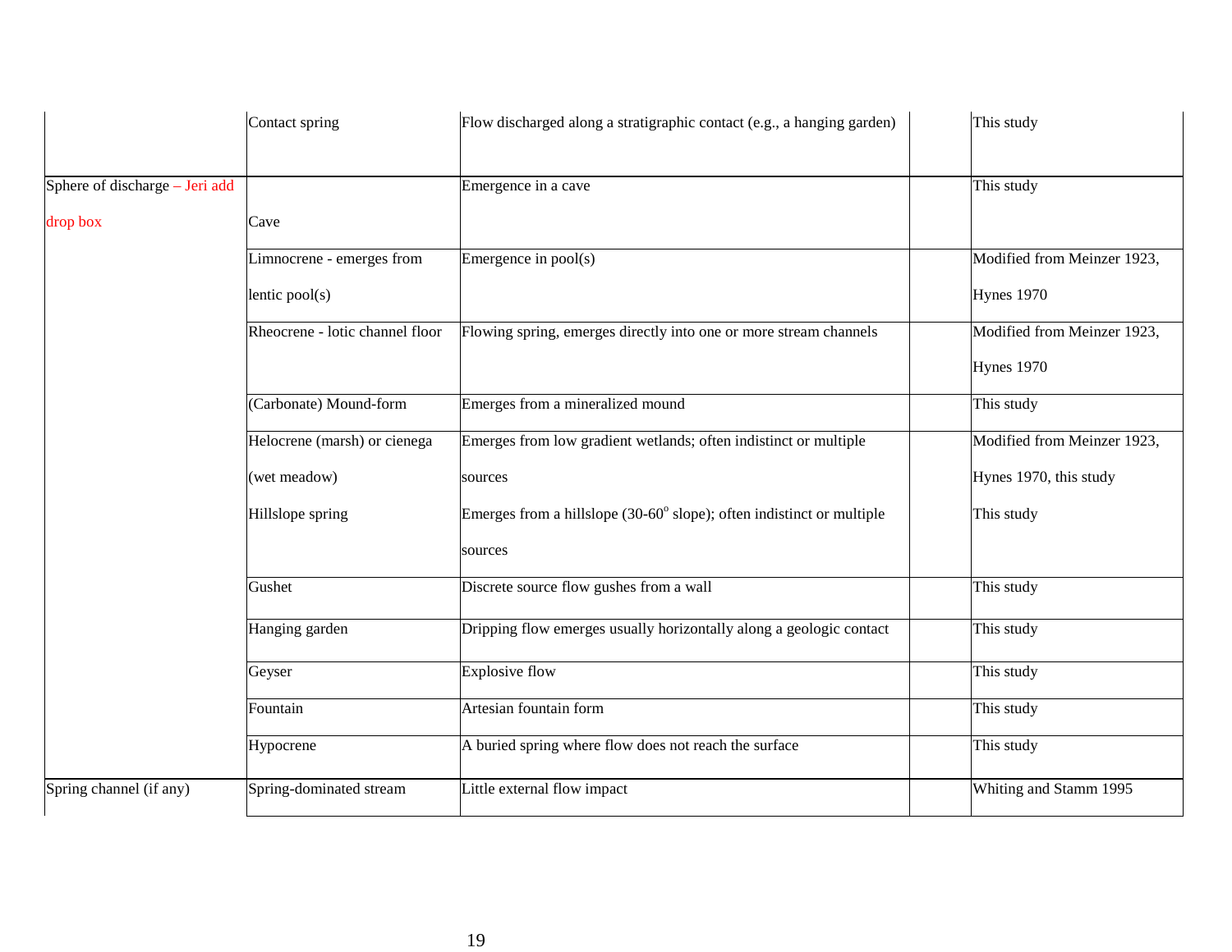| | | | | |
|---|---|---|---|---|
| | Contact spring | Flow discharged along a stratigraphic contact (e.g., a hanging garden) | | This study |
| Sphere of discharge – Jeri add drop box | Cave | Emergence in a cave | | This study |
| | Limnocrene - emerges from lentic pool(s) | Emergence in pool(s) | | Modified from Meinzer 1923, Hynes 1970 |
| | Rheocrene - lotic channel floor | Flowing spring, emerges directly into one or more stream channels | | Modified from Meinzer 1923, Hynes 1970 |
| | (Carbonate) Mound-form | Emerges from a mineralized mound | | This study |
| | Helocrene (marsh) or cienega (wet meadow) | Emerges from low gradient wetlands; often indistinct or multiple sources | | Modified from Meinzer 1923, Hynes 1970, this study |
| | Hillslope spring | Emerges from a hillslope (30-60° slope); often indistinct or multiple sources | | This study |
| | Gushet | Discrete source flow gushes from a wall | | This study |
| | Hanging garden | Dripping flow emerges usually horizontally along a geologic contact | | This study |
| | Geyser | Explosive flow | | This study |
| | Fountain | Artesian fountain form | | This study |
| | Hypocrene | A buried spring where flow does not reach the surface | | This study |
| Spring channel (if any) | Spring-dominated stream | Little external flow impact | | Whiting and Stamm 1995 |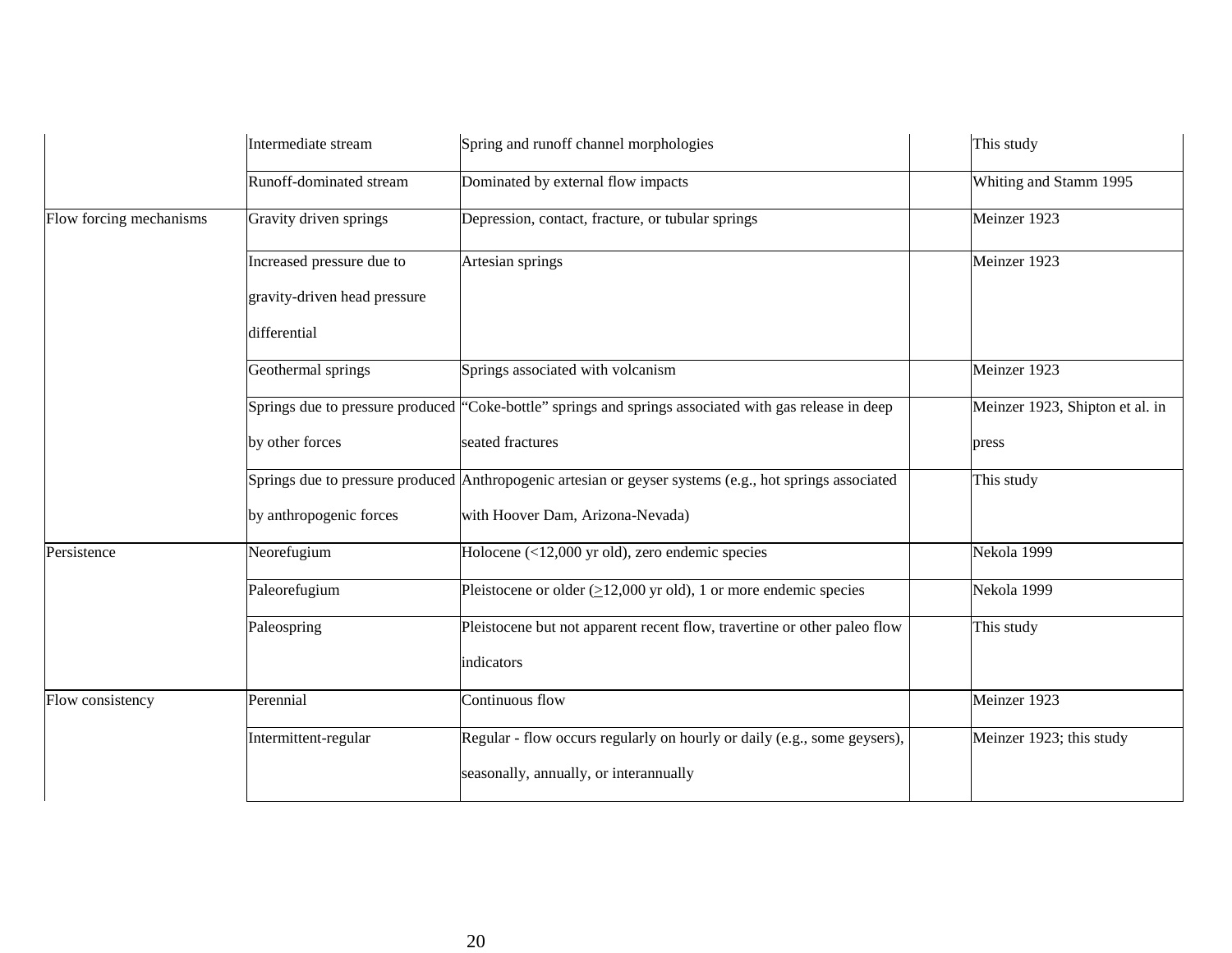| | | | | |
|---|---|---|---|---|
| | Intermediate stream | Spring and runoff channel morphologies | | This study |
| | Runoff-dominated stream | Dominated by external flow impacts | | Whiting and Stamm 1995 |
| Flow forcing mechanisms | Gravity driven springs | Depression, contact, fracture, or tubular springs | | Meinzer 1923 |
| | Increased pressure due to gravity-driven head pressure differential | Artesian springs | | Meinzer 1923 |
| | Geothermal springs | Springs associated with volcanism | | Meinzer 1923 |
| | Springs due to pressure produced by other forces | "Coke-bottle" springs and springs associated with gas release in deep seated fractures | | Meinzer 1923, Shipton et al. in press |
| | Springs due to pressure produced by anthropogenic forces | Anthropogenic artesian or geyser systems (e.g., hot springs associated with Hoover Dam, Arizona-Nevada) | | This study |
| Persistence | Neorefugium | Holocene (<12,000 yr old), zero endemic species | | Nekola 1999 |
| | Paleorefugium | Pleistocene or older (≥12,000 yr old), 1 or more endemic species | | Nekola 1999 |
| | Paleospring | Pleistocene but not apparent recent flow, travertine or other paleo flow indicators | | This study |
| Flow consistency | Perennial | Continuous flow | | Meinzer 1923 |
| | Intermittent-regular | Regular - flow occurs regularly on hourly or daily (e.g., some geysers), seasonally, annually, or interannually | | Meinzer 1923; this study |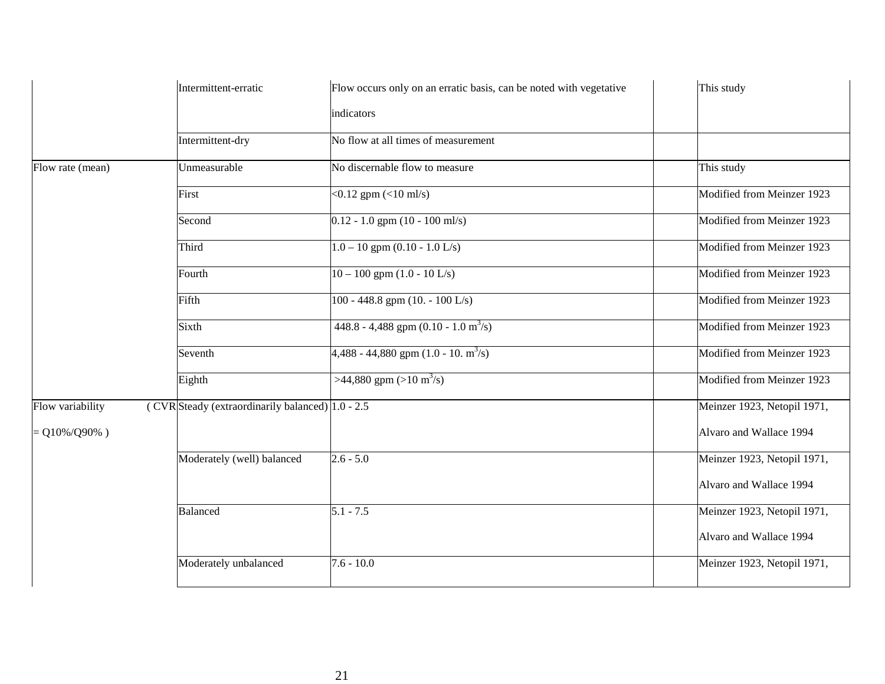| | | | | |
|---|---|---|---|---|
| | Intermittent-erratic | Flow occurs only on an erratic basis, can be noted with vegetative indicators | | This study |
| | Intermittent-dry | No flow at all times of measurement | | |
| Flow rate (mean) | Unmeasurable | No discernable flow to measure | | This study |
| | First | <0.12 gpm (<10 ml/s) | | Modified from Meinzer 1923 |
| | Second | 0.12 - 1.0 gpm (10 - 100 ml/s) | | Modified from Meinzer 1923 |
| | Third | 1.0 – 10 gpm (0.10 - 1.0 L/s) | | Modified from Meinzer 1923 |
| | Fourth | 10 – 100 gpm (1.0 - 10 L/s) | | Modified from Meinzer 1923 |
| | Fifth | 100 - 448.8 gpm (10. - 100 L/s) | | Modified from Meinzer 1923 |
| | Sixth | 448.8 - 4,488 gpm (0.10 - 1.0 $m^3$/s) | | Modified from Meinzer 1923 |
| | Seventh | 4,488 - 44,880 gpm (1.0 - 10. $m^3$/s) | | Modified from Meinzer 1923 |
| | Eighth | >44,880 gpm (>10 $m^3$/s) | | Modified from Meinzer 1923 |
| Flow variability (CVR = Q10%/Q90% ) | Steady (extraordinarily balanced) | 1.0 - 2.5 | | Meinzer 1923, Netopil 1971, Alvaro and Wallace 1994 |
| | Moderately (well) balanced | 2.6 - 5.0 | | Meinzer 1923, Netopil 1971, Alvaro and Wallace 1994 |
| | Balanced | 5.1 - 7.5 | | Meinzer 1923, Netopil 1971, Alvaro and Wallace 1994 |
| | Moderately unbalanced | 7.6 - 10.0 | | Meinzer 1923, Netopil 1971, |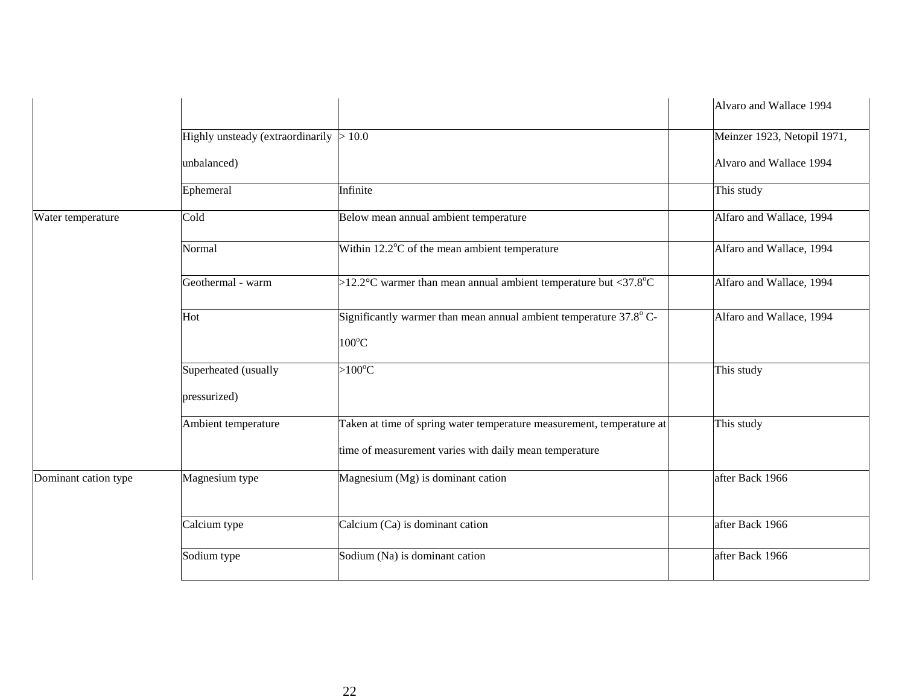| | | | | |
|---|---|---|---|---|
| | | | | Alvaro and Wallace 1994 |
| | Highly unsteady (extraordinarily unbalanced) | > 10.0 | | Meinzer 1923, Netopil 1971, Alvaro and Wallace 1994 |
| | Ephemeral | Infinite | | This study |
| Water temperature | Cold | Below mean annual ambient temperature | | Alfaro and Wallace, 1994 |
| | Normal | Within 12.2°C of the mean ambient temperature | | Alfaro and Wallace, 1994 |
| | Geothermal - warm | >12.2°C warmer than mean annual ambient temperature but <37.8°C | | Alfaro and Wallace, 1994 |
| | Hot | Significantly warmer than mean annual ambient temperature 37.8° C-100°C | | Alfaro and Wallace, 1994 |
| | Superheated (usually pressurized) | >100°C | | This study |
| | Ambient temperature | Taken at time of spring water temperature measurement, temperature at time of measurement varies with daily mean temperature | | This study |
| Dominant cation type | Magnesium type | Magnesium (Mg) is dominant cation | | after Back 1966 |
| | Calcium type | Calcium (Ca) is dominant cation | | after Back 1966 |
| | Sodium type | Sodium (Na) is dominant cation | | after Back 1966 |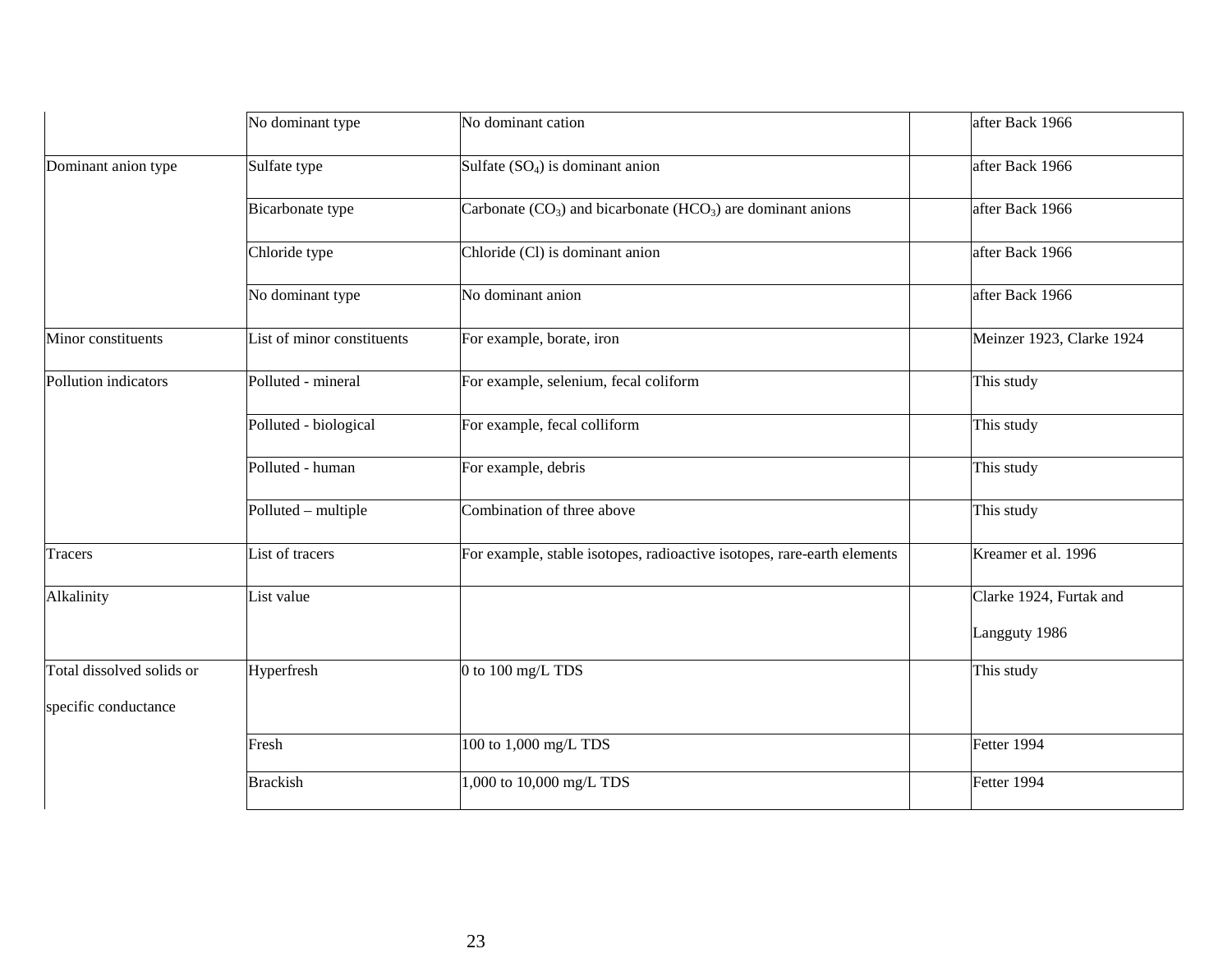| | | | | |
|---|---|---|---|---|
| | No dominant type | No dominant cation | | after Back 1966 |
| Dominant anion type | Sulfate type | Sulfate ($SO_4$) is dominant anion | | after Back 1966 |
| | Bicarbonate type | Carbonate ($CO_3$) and bicarbonate ($HCO_3$) are dominant anions | | after Back 1966 |
| | Chloride type | Chloride (Cl) is dominant anion | | after Back 1966 |
| | No dominant type | No dominant anion | | after Back 1966 |
| Minor constituents | List of minor constituents | For example, borate, iron | | Meinzer 1923, Clarke 1924 |
| Pollution indicators | Polluted - mineral | For example, selenium, fecal coliform | | This study |
| | Polluted - biological | For example, fecal colliform | | This study |
| | Polluted - human | For example, debris | | This study |
| | Polluted – multiple | Combination of three above | | This study |
| Tracers | List of tracers | For example, stable isotopes, radioactive isotopes, rare-earth elements | | Kreamer et al. 1996 |
| Alkalinity | List value | | | Clarke 1924, Furtak and Langguty 1986 |
| Total dissolved solids or specific conductance | Hyperfresh | 0 to 100 mg/L TDS | | This study |
| | Fresh | 100 to 1,000 mg/L TDS | | Fetter 1994 |
| | Brackish | 1,000 to 10,000 mg/L TDS | | Fetter 1994 |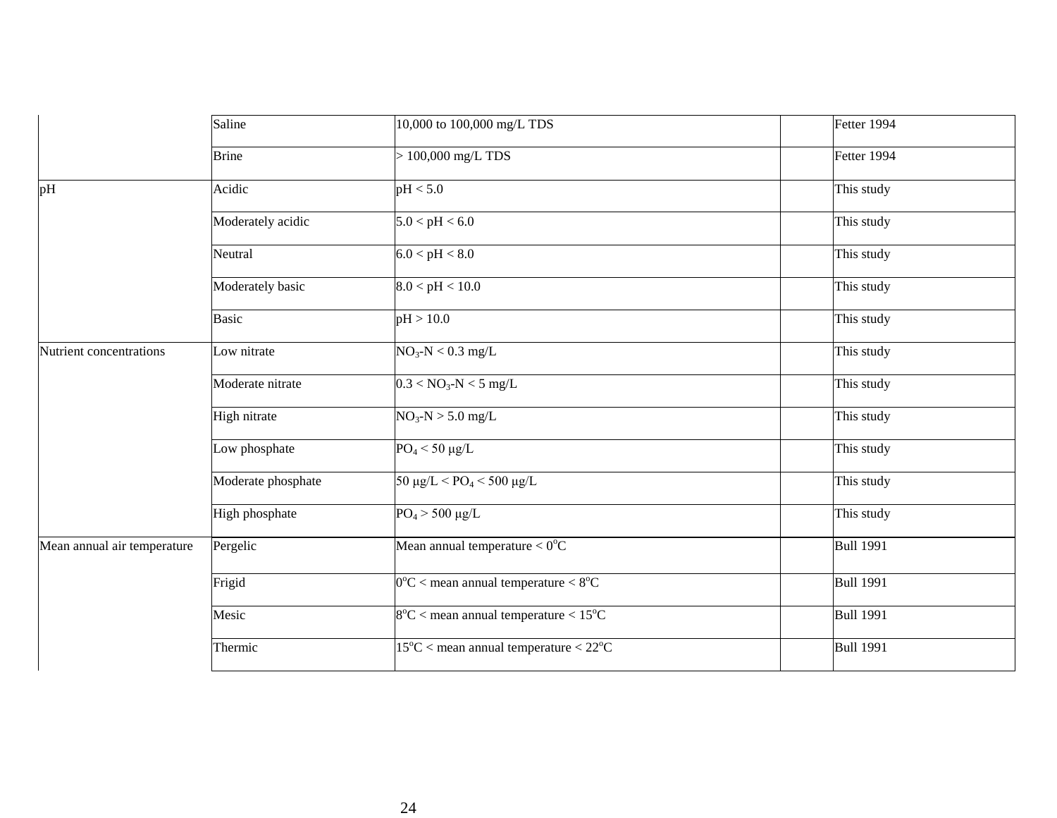| | | | | |
|---|---|---|---|---|
| | Saline | 10,000 to 100,000 mg/L TDS | | Fetter 1994 |
| | Brine | > 100,000 mg/L TDS | | Fetter 1994 |
| pH | Acidic | pH < 5.0 | | This study |
| | Moderately acidic | 5.0 < pH < 6.0 | | This study |
| | Neutral | 6.0 < pH < 8.0 | | This study |
| | Moderately basic | 8.0 < pH < 10.0 | | This study |
| | Basic | pH > 10.0 | | This study |
| Nutrient concentrations | Low nitrate | $NO_3$-N < 0.3 mg/L | | This study |
| | Moderate nitrate | 0.3 < $NO_3$-N < 5 mg/L | | This study |
| | High nitrate | $NO_3$-N > 5.0 mg/L | | This study |
| | Low phosphate | $PO_4$ < 50 μg/L | | This study |
| | Moderate phosphate | 50 μg/L < $PO_4$ < 500 μg/L | | This study |
| | High phosphate | $PO_4$ > 500 μg/L | | This study |
| Mean annual air temperature | Pergelic | Mean annual temperature < $0^oC$ | | Bull 1991 |
| | Frigid | $0^oC$ < mean annual temperature < $8^oC$ | | Bull 1991 |
| | Mesic | $8^oC$ < mean annual temperature < $15^oC$ | | Bull 1991 |
| | Thermic | $15^oC$ < mean annual temperature < $22^oC$ | | Bull 1991 |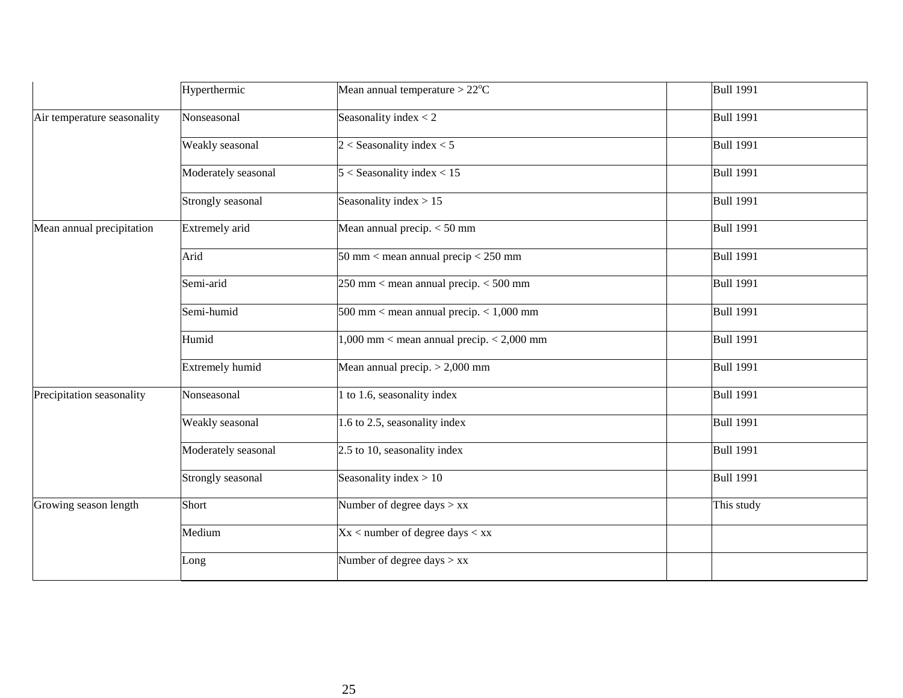| | | | | |
|---|---|---|---|---|
| | Hyperthermic | Mean annual temperature > 22°C | | Bull 1991 |
| Air temperature seasonality | Nonseasonal | Seasonality index < 2 | | Bull 1991 |
| | Weakly seasonal | 2 < Seasonality index < 5 | | Bull 1991 |
| | Moderately seasonal | 5 < Seasonality index < 15 | | Bull 1991 |
| | Strongly seasonal | Seasonality index > 15 | | Bull 1991 |
| Mean annual precipitation | Extremely arid | Mean annual precip. < 50 mm | | Bull 1991 |
| | Arid | 50 mm < mean annual precip < 250 mm | | Bull 1991 |
| | Semi-arid | 250 mm < mean annual precip. < 500 mm | | Bull 1991 |
| | Semi-humid | 500 mm < mean annual precip. < 1,000 mm | | Bull 1991 |
| | Humid | 1,000 mm < mean annual precip. < 2,000 mm | | Bull 1991 |
| | Extremely humid | Mean annual precip. > 2,000 mm | | Bull 1991 |
| Precipitation seasonality | Nonseasonal | 1 to 1.6, seasonality index | | Bull 1991 |
| | Weakly seasonal | 1.6 to 2.5, seasonality index | | Bull 1991 |
| | Moderately seasonal | 2.5 to 10, seasonality index | | Bull 1991 |
| | Strongly seasonal | Seasonality index > 10 | | Bull 1991 |
| Growing season length | Short | Number of degree days > xx | | This study |
| | Medium | Xx < number of degree days < xx | | |
| | Long | Number of degree days > xx | | |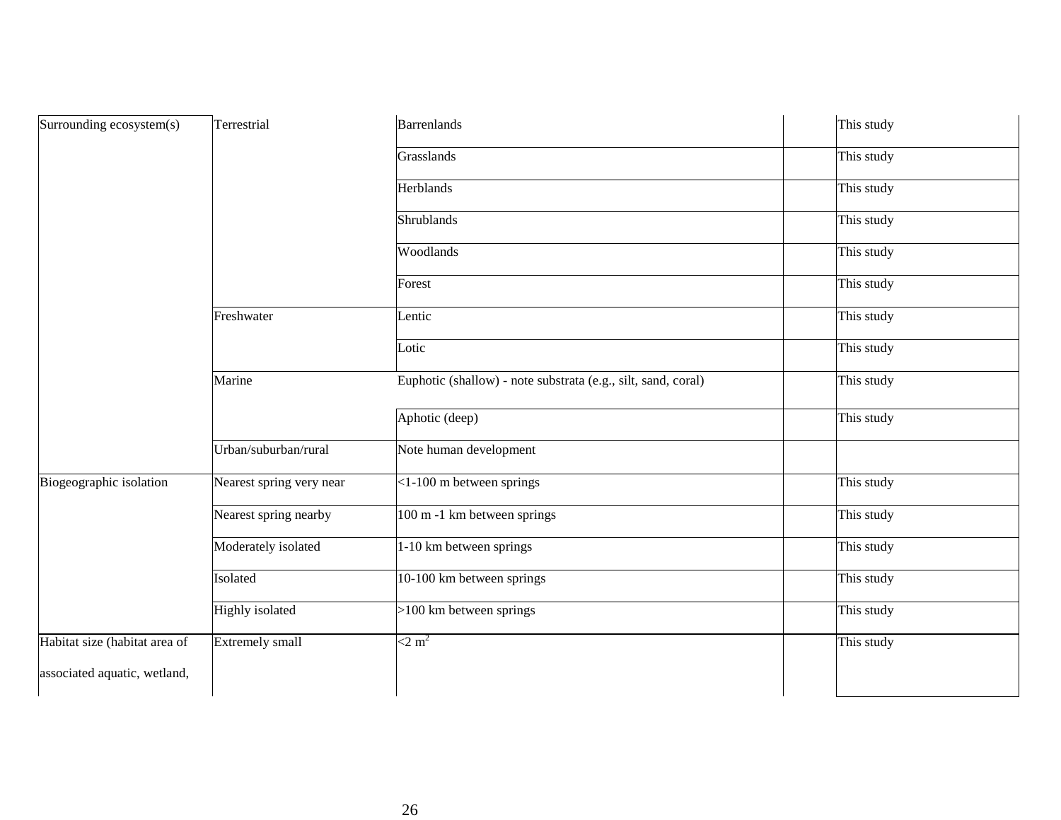| | | | | |
|---|---|---|---|---|
| Surrounding ecosystem(s) | Terrestrial | Barrenlands | | This study |
| | | Grasslands | | This study |
| | | Herblands | | This study |
| | | Shrublands | | This study |
| | | Woodlands | | This study |
| | | Forest | | This study |
| | Freshwater | Lentic | | This study |
| | | Lotic | | This study |
| | Marine | Euphotic (shallow) - note substrata (e.g., silt, sand, coral) | | This study |
| | | Aphotic (deep) | | This study |
| | Urban/suburban/rural | Note human development | | |
| Biogeographic isolation | Nearest spring very near | <1-100 m between springs | | This study |
| | Nearest spring nearby | 100 m -1 km between springs | | This study |
| | Moderately isolated | 1-10 km between springs | | This study |
| | Isolated | 10-100 km between springs | | This study |
| | Highly isolated | >100 km between springs | | This study |
| Habitat size (habitat area of associated aquatic, wetland, | Extremely small | $<2\ m^2$ | | This study |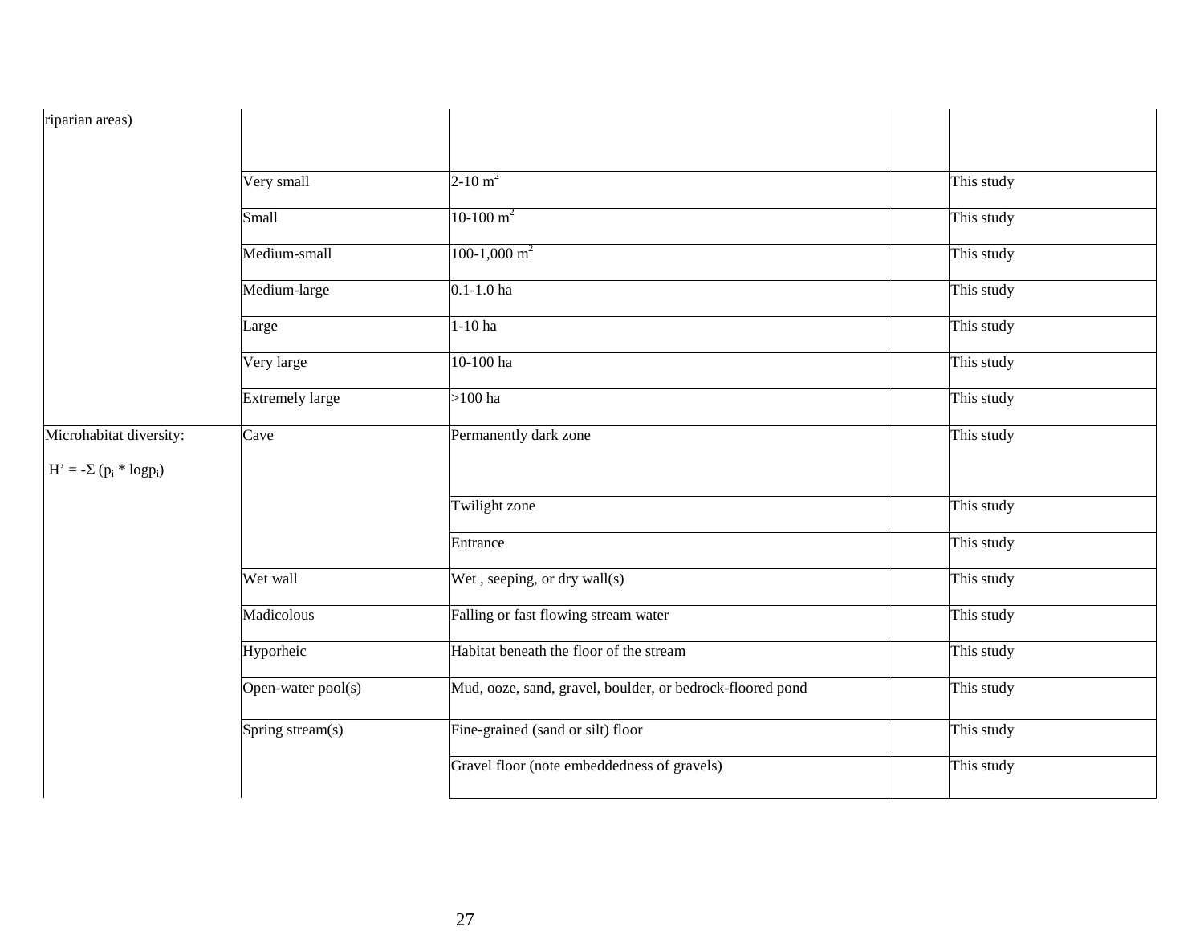| | | | | |
|---|---|---|---|---|
| riparian areas) | | | | |
| | Very small | 2-10 $m^2$ | | This study |
| | Small | 10-100 $m^2$ | | This study |
| | Medium-small | 100-1,000 $m^2$ | | This study |
| | Medium-large | 0.1-1.0 ha | | This study |
| | Large | 1-10 ha | | This study |
| | Very large | 10-100 ha | | This study |
| | Extremely large | >100 ha | | This study |
| Microhabitat diversity: $H' = -\Sigma (p_i * \log p_i)$ | Cave | Permanently dark zone | | This study |
| | | Twilight zone | | This study |
| | | Entrance | | This study |
| | Wet wall | Wet , seeping, or dry wall(s) | | This study |
| | Madicolous | Falling or fast flowing stream water | | This study |
| | Hyporheic | Habitat beneath the floor of the stream | | This study |
| | Open-water pool(s) | Mud, ooze, sand, gravel, boulder, or bedrock-floored pond | | This study |
| | Spring stream(s) | Fine-grained (sand or silt) floor | | This study |
| | | Gravel floor (note embeddedness of gravels) | | This study |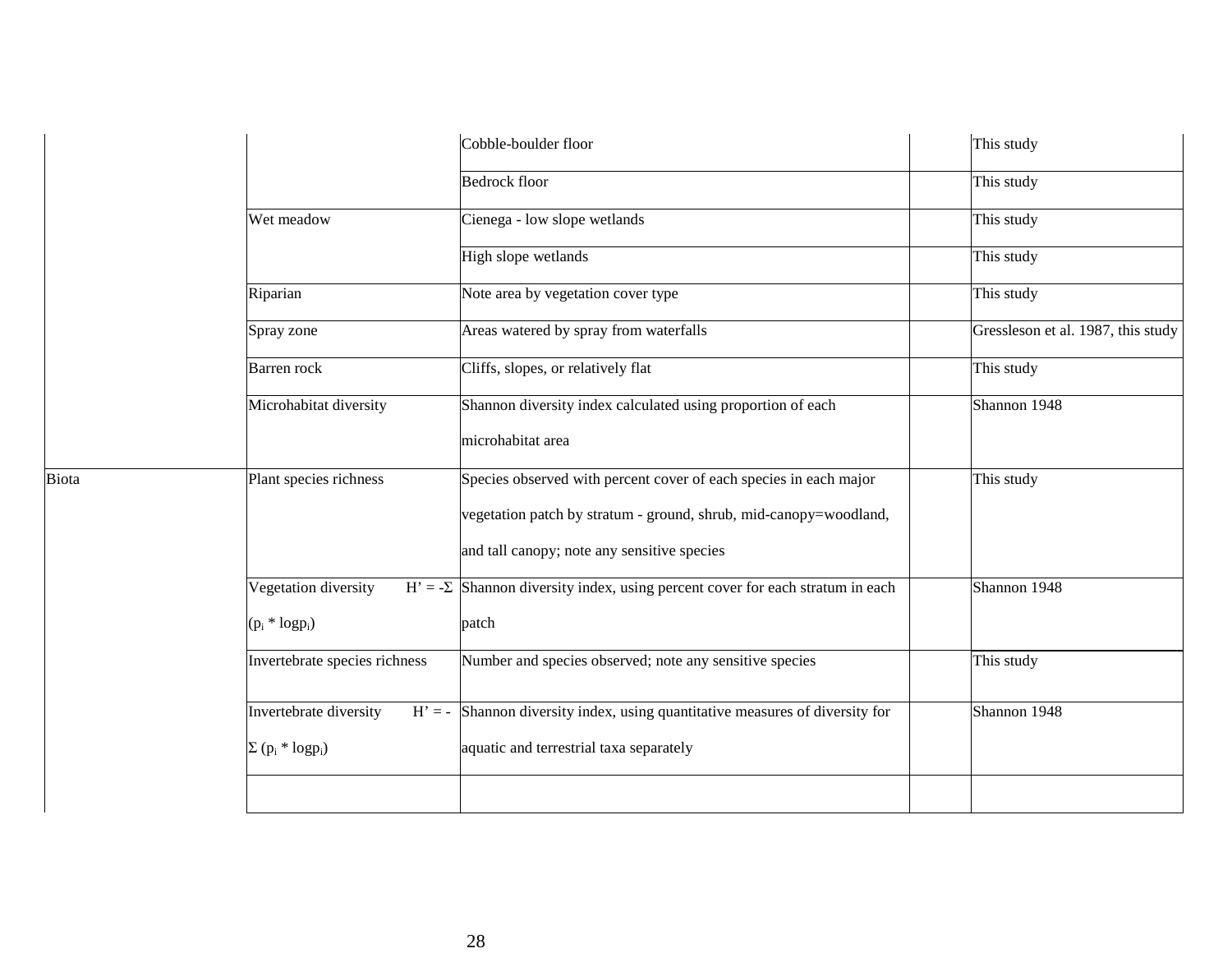| | | | | |
|---|---|---|---|---|
| | | Cobble-boulder floor | | This study |
| | | Bedrock floor | | This study |
| | Wet meadow | Cienega - low slope wetlands | | This study |
| | | High slope wetlands | | This study |
| | Riparian | Note area by vegetation cover type | | This study |
| | Spray zone | Areas watered by spray from waterfalls | | Gressleson et al. 1987, this study |
| | Barren rock | Cliffs, slopes, or relatively flat | | This study |
| | Microhabitat diversity | Shannon diversity index calculated using proportion of each microhabitat area | | Shannon 1948 |
| Biota | Plant species richness | Species observed with percent cover of each species in each major vegetation patch by stratum - ground, shrub, mid-canopy=woodland, and tall canopy; note any sensitive species | | This study |
| | Vegetation diversity $H' = -\Sigma (p_i * \log p_i)$ | Shannon diversity index, using percent cover for each stratum in each patch | | Shannon 1948 |
| | Invertebrate species richness | Number and species observed; note any sensitive species | | This study |
| | Invertebrate diversity $H' = -\Sigma (p_i * \log p_i)$ | Shannon diversity index, using quantitative measures of diversity for aquatic and terrestrial taxa separately | | Shannon 1948 |
| | | | | |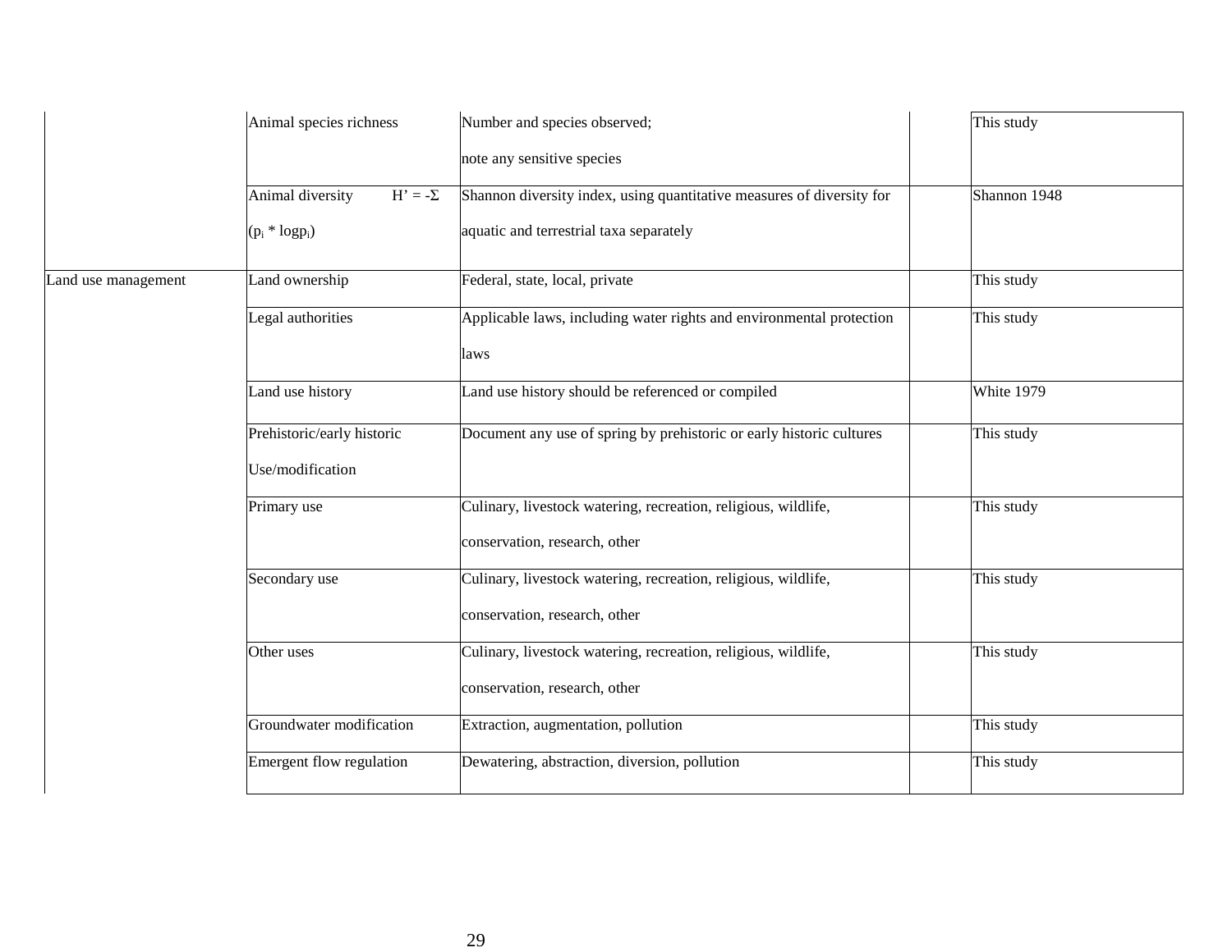| | | | | |
|---|---|---|---|---|
| | Animal species richness | Number and species observed; note any sensitive species | | This study |
| | Animal diversity $H' = -\Sigma (p_i * \log p_i)$ | Shannon diversity index, using quantitative measures of diversity for aquatic and terrestrial taxa separately | | Shannon 1948 |
| Land use management | Land ownership | Federal, state, local, private | | This study |
| | Legal authorities | Applicable laws, including water rights and environmental protection laws | | This study |
| | Land use history | Land use history should be referenced or compiled | | White 1979 |
| | Prehistoric/early historic Use/modification | Document any use of spring by prehistoric or early historic cultures | | This study |
| | Primary use | Culinary, livestock watering, recreation, religious, wildlife, conservation, research, other | | This study |
| | Secondary use | Culinary, livestock watering, recreation, religious, wildlife, conservation, research, other | | This study |
| | Other uses | Culinary, livestock watering, recreation, religious, wildlife, conservation, research, other | | This study |
| | Groundwater modification | Extraction, augmentation, pollution | | This study |
| | Emergent flow regulation | Dewatering, abstraction, diversion, pollution | | This study |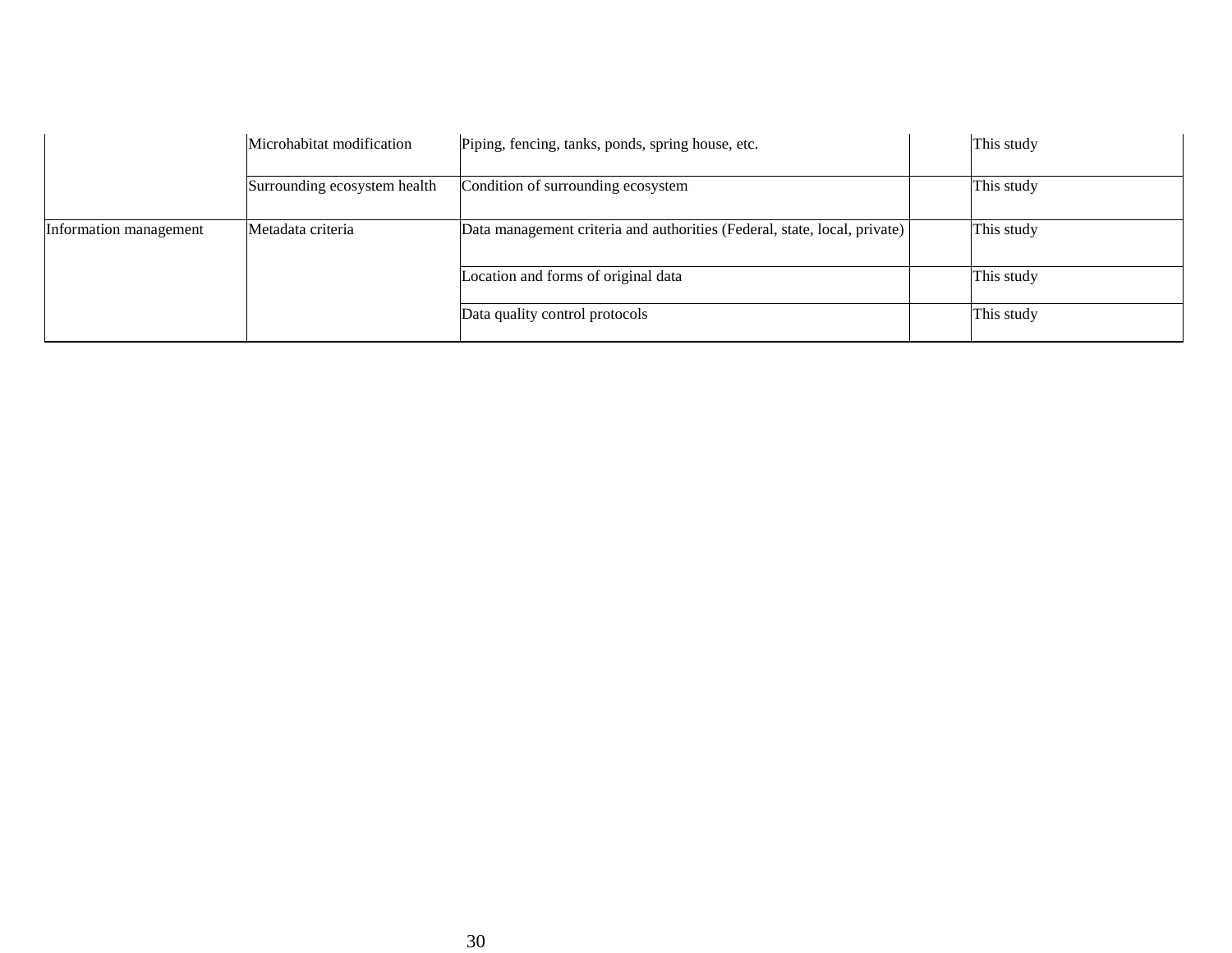| | | | | |
|---|---|---|---|---|
| | Microhabitat modification | Piping, fencing, tanks, ponds, spring house, etc. | | This study |
| | Surrounding ecosystem health | Condition of surrounding ecosystem | | This study |
| Information management | Metadata criteria | Data management criteria and authorities (Federal, state, local, private) | | This study |
| | | Location and forms of original data | | This study |
| | | Data quality control protocols | | This study |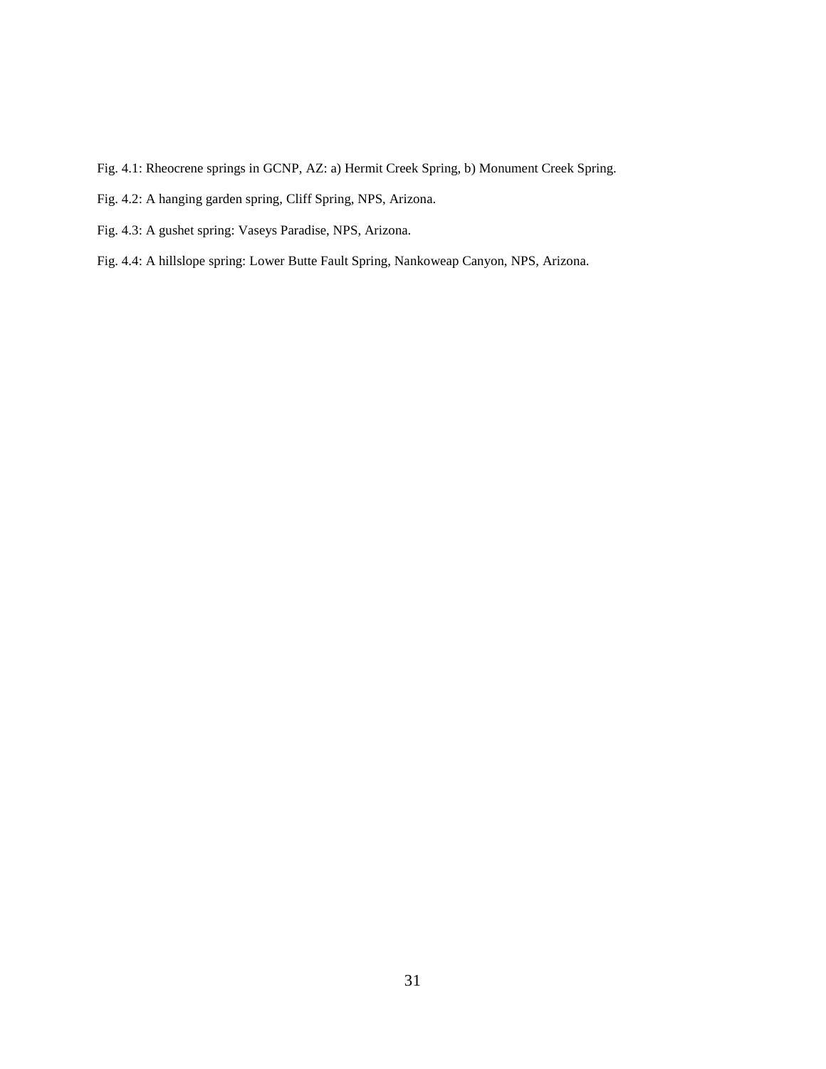Fig. 4.1: Rheocrene springs in GCNP, AZ: a) Hermit Creek Spring, b) Monument Creek Spring.

Fig. 4.2: A hanging garden spring, Cliff Spring, NPS, Arizona.

Fig. 4.3: A gushet spring: Vaseys Paradise, NPS, Arizona.

Fig. 4.4: A hillslope spring: Lower Butte Fault Spring, Nankoweap Canyon, NPS, Arizona.